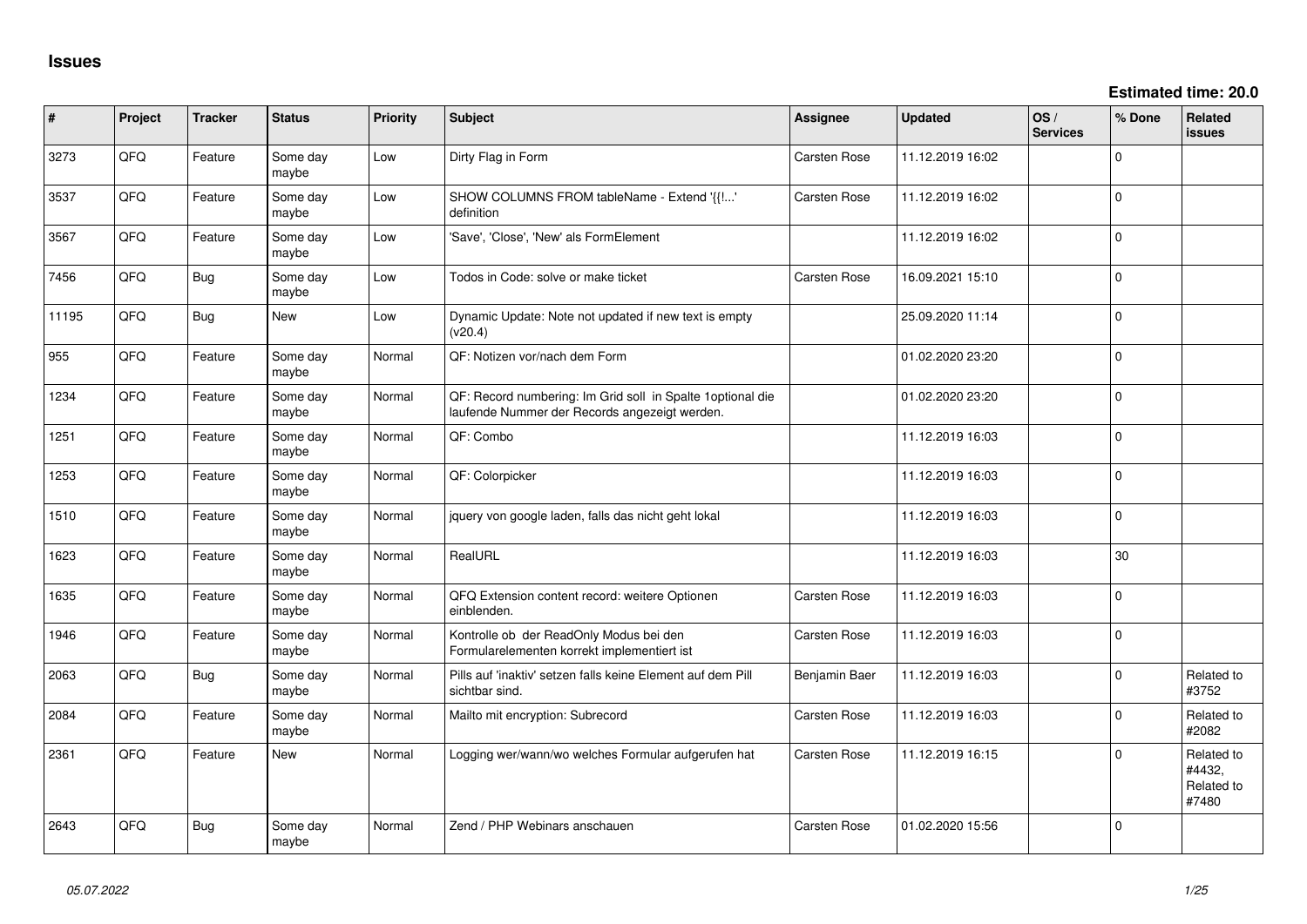# Issues

**Estimated time: 20.0**

| # | Project | Tracker | Status | Priority | Subject | Assignee | Updated | OS / Services | % Done | Related issues |
|---|---|---|---|---|---|---|---|---|---|---|
| 3273 | QFQ | Feature | Some day maybe | Low | Dirty Flag in Form | Carsten Rose | 11.12.2019 16:02 | | 0 | |
| 3537 | QFQ | Feature | Some day maybe | Low | SHOW COLUMNS FROM tableName - Extend '{{!...' definition | Carsten Rose | 11.12.2019 16:02 | | 0 | |
| 3567 | QFQ | Feature | Some day maybe | Low | 'Save', 'Close', 'New' als FormElement | | 11.12.2019 16:02 | | 0 | |
| 7456 | QFQ | Bug | Some day maybe | Low | Todos in Code: solve or make ticket | Carsten Rose | 16.09.2021 15:10 | | 0 | |
| 11195 | QFQ | Bug | New | Low | Dynamic Update: Note not updated if new text is empty (v20.4) | | 25.09.2020 11:14 | | 0 | |
| 955 | QFQ | Feature | Some day maybe | Normal | QF: Notizen vor/nach dem Form | | 01.02.2020 23:20 | | 0 | |
| 1234 | QFQ | Feature | Some day maybe | Normal | QF: Record numbering: Im Grid soll in Spalte 1optional die laufende Nummer der Records angezeigt werden. | | 01.02.2020 23:20 | | 0 | |
| 1251 | QFQ | Feature | Some day maybe | Normal | QF: Combo | | 11.12.2019 16:03 | | 0 | |
| 1253 | QFQ | Feature | Some day maybe | Normal | QF: Colorpicker | | 11.12.2019 16:03 | | 0 | |
| 1510 | QFQ | Feature | Some day maybe | Normal | jquery von google laden, falls das nicht geht lokal | | 11.12.2019 16:03 | | 0 | |
| 1623 | QFQ | Feature | Some day maybe | Normal | RealURL | | 11.12.2019 16:03 | | 30 | |
| 1635 | QFQ | Feature | Some day maybe | Normal | QFQ Extension content record: weitere Optionen einblenden. | Carsten Rose | 11.12.2019 16:03 | | 0 | |
| 1946 | QFQ | Feature | Some day maybe | Normal | Kontrolle ob der ReadOnly Modus bei den Formularelementen korrekt implementiert ist | Carsten Rose | 11.12.2019 16:03 | | 0 | |
| 2063 | QFQ | Bug | Some day maybe | Normal | Pills auf 'inaktiv' setzen falls keine Element auf dem Pill sichtbar sind. | Benjamin Baer | 11.12.2019 16:03 | | 0 | Related to #3752 |
| 2084 | QFQ | Feature | Some day maybe | Normal | Mailto mit encryption: Subrecord | Carsten Rose | 11.12.2019 16:03 | | 0 | Related to #2082 |
| 2361 | QFQ | Feature | New | Normal | Logging wer/wann/wo welches Formular aufgerufen hat | Carsten Rose | 11.12.2019 16:15 | | 0 | Related to #4432, Related to #7480 |
| 2643 | QFQ | Bug | Some day maybe | Normal | Zend / PHP Webinars anschauen | Carsten Rose | 01.02.2020 15:56 | | 0 | |

*05.07.2022*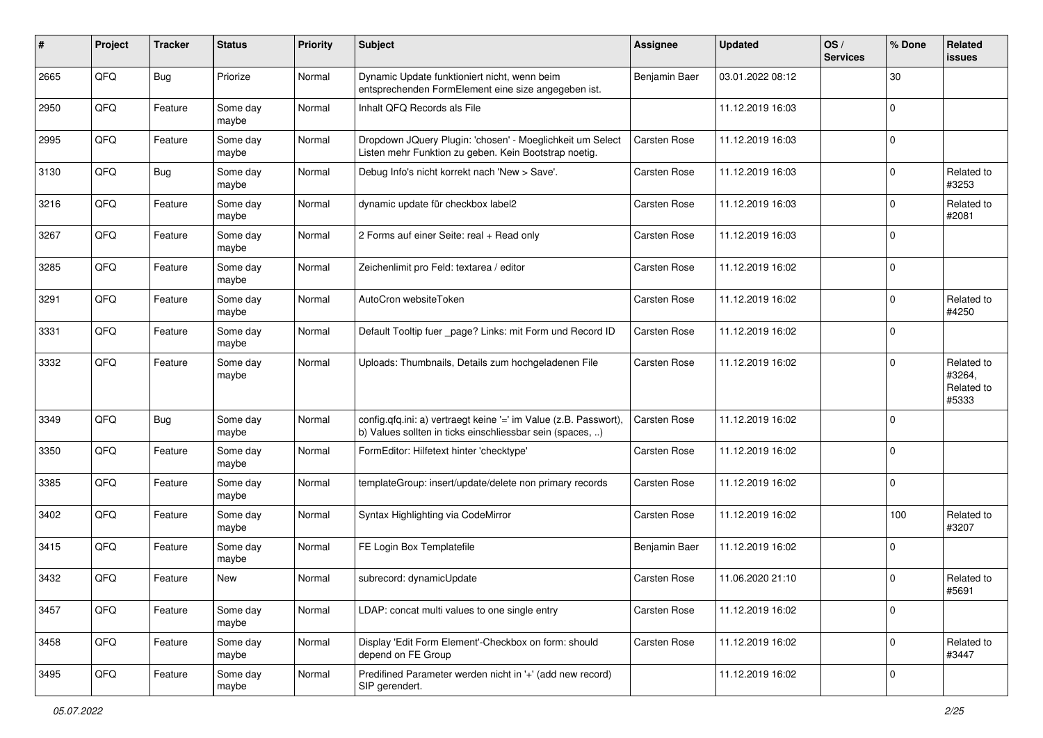| # | Project | Tracker | Status | Priority | Subject | Assignee | Updated | OS / Services | % Done | Related issues |
|---|---|---|---|---|---|---|---|---|---|---|
| 2665 | QFQ | Bug | Priorize | Normal | Dynamic Update funktioniert nicht, wenn beim entsprechenden FormElement eine size angegeben ist. | Benjamin Baer | 03.01.2022 08:12 | | 30 | |
| 2950 | QFQ | Feature | Some day maybe | Normal | Inhalt QFQ Records als File | | 11.12.2019 16:03 | | 0 | |
| 2995 | QFQ | Feature | Some day maybe | Normal | Dropdown JQuery Plugin: 'chosen' - Moeglichkeit um Select Listen mehr Funktion zu geben. Kein Bootstrap noetig. | Carsten Rose | 11.12.2019 16:03 | | 0 | |
| 3130 | QFQ | Bug | Some day maybe | Normal | Debug Info's nicht korrekt nach 'New > Save'. | Carsten Rose | 11.12.2019 16:03 | | 0 | Related to #3253 |
| 3216 | QFQ | Feature | Some day maybe | Normal | dynamic update für checkbox label2 | Carsten Rose | 11.12.2019 16:03 | | 0 | Related to #2081 |
| 3267 | QFQ | Feature | Some day maybe | Normal | 2 Forms auf einer Seite: real + Read only | Carsten Rose | 11.12.2019 16:03 | | 0 | |
| 3285 | QFQ | Feature | Some day maybe | Normal | Zeichenlimit pro Feld: textarea / editor | Carsten Rose | 11.12.2019 16:02 | | 0 | |
| 3291 | QFQ | Feature | Some day maybe | Normal | AutoCron websiteToken | Carsten Rose | 11.12.2019 16:02 | | 0 | Related to #4250 |
| 3331 | QFQ | Feature | Some day maybe | Normal | Default Tooltip fuer _page? Links: mit Form und Record ID | Carsten Rose | 11.12.2019 16:02 | | 0 | |
| 3332 | QFQ | Feature | Some day maybe | Normal | Uploads: Thumbnails, Details zum hochgeladenen File | Carsten Rose | 11.12.2019 16:02 | | 0 | Related to #3264, Related to #5333 |
| 3349 | QFQ | Bug | Some day maybe | Normal | config.qfq.ini: a) vertraegt keine '=' im Value (z.B. Passwort), b) Values sollten in ticks einschliessbar sein (spaces, ..) | Carsten Rose | 11.12.2019 16:02 | | 0 | |
| 3350 | QFQ | Feature | Some day maybe | Normal | FormEditor: Hilfetext hinter 'checktype' | Carsten Rose | 11.12.2019 16:02 | | 0 | |
| 3385 | QFQ | Feature | Some day maybe | Normal | templateGroup: insert/update/delete non primary records | Carsten Rose | 11.12.2019 16:02 | | 0 | |
| 3402 | QFQ | Feature | Some day maybe | Normal | Syntax Highlighting via CodeMirror | Carsten Rose | 11.12.2019 16:02 | | 100 | Related to #3207 |
| 3415 | QFQ | Feature | Some day maybe | Normal | FE Login Box Templatefile | Benjamin Baer | 11.12.2019 16:02 | | 0 | |
| 3432 | QFQ | Feature | New | Normal | subrecord: dynamicUpdate | Carsten Rose | 11.06.2020 21:10 | | 0 | Related to #5691 |
| 3457 | QFQ | Feature | Some day maybe | Normal | LDAP: concat multi values to one single entry | Carsten Rose | 11.12.2019 16:02 | | 0 | |
| 3458 | QFQ | Feature | Some day maybe | Normal | Display 'Edit Form Element'-Checkbox on form: should depend on FE Group | Carsten Rose | 11.12.2019 16:02 | | 0 | Related to #3447 |
| 3495 | QFQ | Feature | Some day maybe | Normal | Predifined Parameter werden nicht in '+' (add new record) SIP gerendert. | | 11.12.2019 16:02 | | 0 | |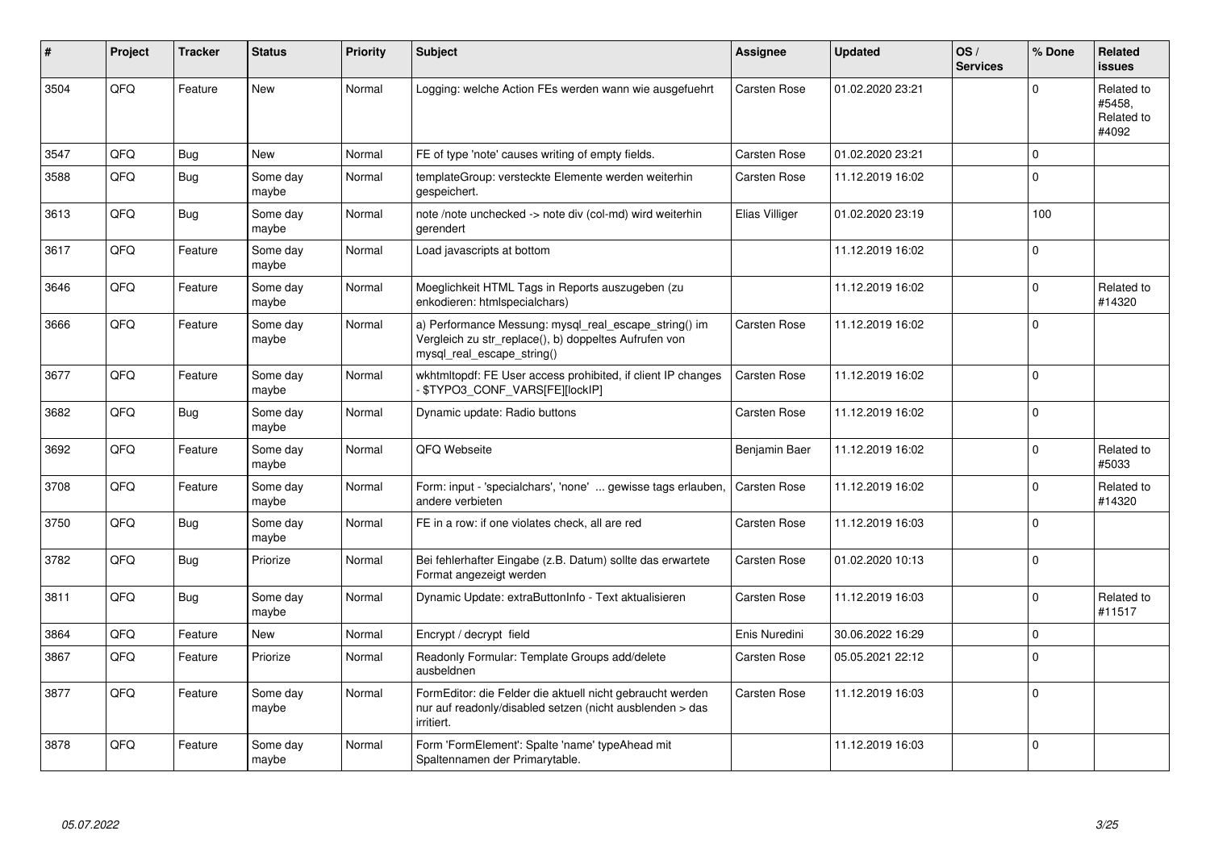| # | Project | Tracker | Status | Priority | Subject | Assignee | Updated | OS / Services | % Done | Related issues |
|---|---|---|---|---|---|---|---|---|---|---|
| 3504 | QFQ | Feature | New | Normal | Logging: welche Action FEs werden wann wie ausgefuehrt | Carsten Rose | 01.02.2020 23:21 | | 0 | Related to #5458, Related to #4092 |
| 3547 | QFQ | Bug | New | Normal | FE of type 'note' causes writing of empty fields. | Carsten Rose | 01.02.2020 23:21 | | 0 | |
| 3588 | QFQ | Bug | Some day maybe | Normal | templateGroup: versteckte Elemente werden weiterhin gespeichert. | Carsten Rose | 11.12.2019 16:02 | | 0 | |
| 3613 | QFQ | Bug | Some day maybe | Normal | note /note unchecked -> note div (col-md) wird weiterhin gerendert | Elias Villiger | 01.02.2020 23:19 | | 100 | |
| 3617 | QFQ | Feature | Some day maybe | Normal | Load javascripts at bottom | | 11.12.2019 16:02 | | 0 | |
| 3646 | QFQ | Feature | Some day maybe | Normal | Moeglichkeit HTML Tags in Reports auszugeben (zu enkodieren: htmlspecialchars) | | 11.12.2019 16:02 | | 0 | Related to #14320 |
| 3666 | QFQ | Feature | Some day maybe | Normal | a) Performance Messung: mysql_real_escape_string() im Vergleich zu str_replace(), b) doppeltes Aufrufen von mysql_real_escape_string() | Carsten Rose | 11.12.2019 16:02 | | 0 | |
| 3677 | QFQ | Feature | Some day maybe | Normal | wkhtmltopdf: FE User access prohibited, if client IP changes - $TYPO3_CONF_VARS[FE][lockIP] | Carsten Rose | 11.12.2019 16:02 | | 0 | |
| 3682 | QFQ | Bug | Some day maybe | Normal | Dynamic update: Radio buttons | Carsten Rose | 11.12.2019 16:02 | | 0 | |
| 3692 | QFQ | Feature | Some day maybe | Normal | QFQ Webseite | Benjamin Baer | 11.12.2019 16:02 | | 0 | Related to #5033 |
| 3708 | QFQ | Feature | Some day maybe | Normal | Form: input - 'specialchars', 'none' ... gewisse tags erlauben, andere verbieten | Carsten Rose | 11.12.2019 16:02 | | 0 | Related to #14320 |
| 3750 | QFQ | Bug | Some day maybe | Normal | FE in a row: if one violates check, all are red | Carsten Rose | 11.12.2019 16:03 | | 0 | |
| 3782 | QFQ | Bug | Priorize | Normal | Bei fehlerhafter Eingabe (z.B. Datum) sollte das erwartete Format angezeigt werden | Carsten Rose | 01.02.2020 10:13 | | 0 | |
| 3811 | QFQ | Bug | Some day maybe | Normal | Dynamic Update: extraButtonInfo - Text aktualisieren | Carsten Rose | 11.12.2019 16:03 | | 0 | Related to #11517 |
| 3864 | QFQ | Feature | New | Normal | Encrypt / decrypt field | Enis Nuredini | 30.06.2022 16:29 | | 0 | |
| 3867 | QFQ | Feature | Priorize | Normal | Readonly Formular: Template Groups add/delete ausbeldnen | Carsten Rose | 05.05.2021 22:12 | | 0 | |
| 3877 | QFQ | Feature | Some day maybe | Normal | FormEditor: die Felder die aktuell nicht gebraucht werden nur auf readonly/disabled setzen (nicht ausblenden > das irritiert. | Carsten Rose | 11.12.2019 16:03 | | 0 | |
| 3878 | QFQ | Feature | Some day maybe | Normal | Form 'FormElement': Spalte 'name' typeAhead mit Spaltennamen der Primarytable. | | 11.12.2019 16:03 | | 0 | |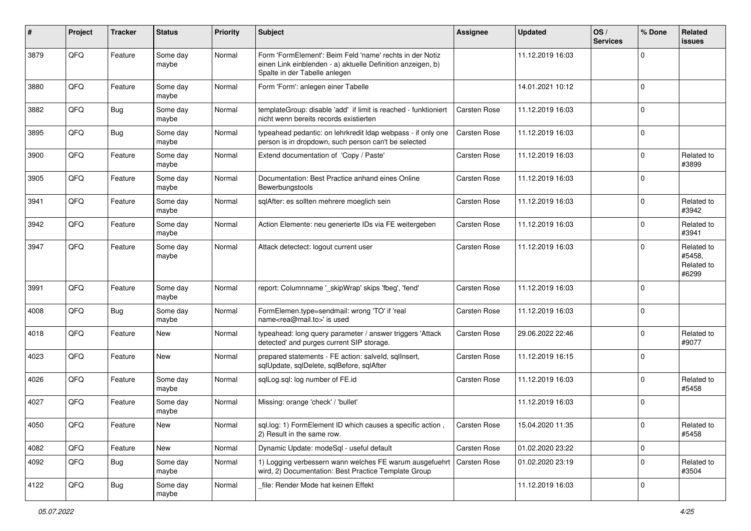| # | Project | Tracker | Status | Priority | Subject | Assignee | Updated | OS / Services | % Done | Related issues |
|---|---|---|---|---|---|---|---|---|---|---|
| 3879 | QFQ | Feature | Some day maybe | Normal | Form 'FormElement': Beim Feld 'name' rechts in der Notiz einen Link einblenden - a) aktuelle Definition anzeigen, b) Spalte in der Tabelle anlegen | | 11.12.2019 16:03 | | 0 | |
| 3880 | QFQ | Feature | Some day maybe | Normal | Form 'Form': anlegen einer Tabelle | | 14.01.2021 10:12 | | 0 | |
| 3882 | QFQ | Bug | Some day maybe | Normal | templateGroup: disable 'add' if limit is reached - funktioniert nicht wenn bereits records existierten | Carsten Rose | 11.12.2019 16:03 | | 0 | |
| 3895 | QFQ | Bug | Some day maybe | Normal | typeahead pedantic: on lehrkredit ldap webpass - if only one person is in dropdown, such person can't be selected | Carsten Rose | 11.12.2019 16:03 | | 0 | |
| 3900 | QFQ | Feature | Some day maybe | Normal | Extend documentation of 'Copy / Paste' | Carsten Rose | 11.12.2019 16:03 | | 0 | Related to #3899 |
| 3905 | QFQ | Feature | Some day maybe | Normal | Documentation: Best Practice anhand eines Online Bewerbungstools | Carsten Rose | 11.12.2019 16:03 | | 0 | |
| 3941 | QFQ | Feature | Some day maybe | Normal | sqlAfter: es sollten mehrere moeglich sein | Carsten Rose | 11.12.2019 16:03 | | 0 | Related to #3942 |
| 3942 | QFQ | Feature | Some day maybe | Normal | Action Elemente: neu generierte IDs via FE weitergeben | Carsten Rose | 11.12.2019 16:03 | | 0 | Related to #3941 |
| 3947 | QFQ | Feature | Some day maybe | Normal | Attack detectect: logout current user | Carsten Rose | 11.12.2019 16:03 | | 0 | Related to #5458, Related to #6299 |
| 3991 | QFQ | Feature | Some day maybe | Normal | report: Columnname '_skipWrap' skips 'fbeg', 'fend' | Carsten Rose | 11.12.2019 16:03 | | 0 | |
| 4008 | QFQ | Bug | Some day maybe | Normal | FormElemen.type=sendmail: wrong 'TO' if 'real name<rea@mail.to>' is used | Carsten Rose | 11.12.2019 16:03 | | 0 | |
| 4018 | QFQ | Feature | New | Normal | typeahead: long query parameter / answer triggers 'Attack detected' and purges current SIP storage. | Carsten Rose | 29.06.2022 22:46 | | 0 | Related to #9077 |
| 4023 | QFQ | Feature | New | Normal | prepared statements - FE action: salveId, sqlInsert, sqlUpdate, sqlDelete, sqlBefore, sqlAfter | Carsten Rose | 11.12.2019 16:15 | | 0 | |
| 4026 | QFQ | Feature | Some day maybe | Normal | sqlLog.sql: log number of FE.id | Carsten Rose | 11.12.2019 16:03 | | 0 | Related to #5458 |
| 4027 | QFQ | Feature | Some day maybe | Normal | Missing: orange 'check' / 'bullet' | | 11.12.2019 16:03 | | 0 | |
| 4050 | QFQ | Feature | New | Normal | sql.log: 1) FormElement ID which causes a specific action , 2) Result in the same row. | Carsten Rose | 15.04.2020 11:35 | | 0 | Related to #5458 |
| 4082 | QFQ | Feature | New | Normal | Dynamic Update: modeSql - useful default | Carsten Rose | 01.02.2020 23:22 | | 0 | |
| 4092 | QFQ | Bug | Some day maybe | Normal | 1) Logging verbessern wann welches FE warum ausgefuehrt wird, 2) Documentation: Best Practice Template Group | Carsten Rose | 01.02.2020 23:19 | | 0 | Related to #3504 |
| 4122 | QFQ | Bug | Some day maybe | Normal | _file: Render Mode hat keinen Effekt | | 11.12.2019 16:03 | | 0 | |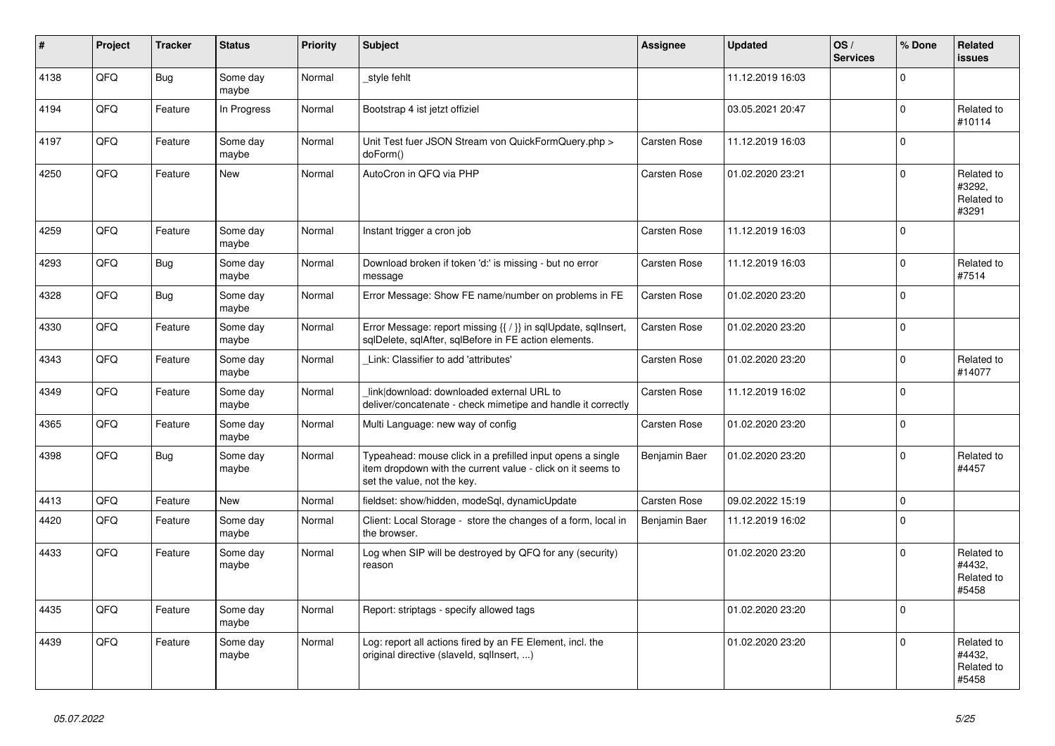| # | Project | Tracker | Status | Priority | Subject | Assignee | Updated | OS / Services | % Done | Related issues |
|---|---|---|---|---|---|---|---|---|---|---|
| 4138 | QFQ | Bug | Some day maybe | Normal | _style fehlt | | 11.12.2019 16:03 | | 0 | |
| 4194 | QFQ | Feature | In Progress | Normal | Bootstrap 4 ist jetzt offiziel | | 03.05.2021 20:47 | | 0 | Related to #10114 |
| 4197 | QFQ | Feature | Some day maybe | Normal | Unit Test fuer JSON Stream von QuickFormQuery.php > doForm() | Carsten Rose | 11.12.2019 16:03 | | 0 | |
| 4250 | QFQ | Feature | New | Normal | AutoCron in QFQ via PHP | Carsten Rose | 01.02.2020 23:21 | | 0 | Related to #3292, Related to #3291 |
| 4259 | QFQ | Feature | Some day maybe | Normal | Instant trigger a cron job | Carsten Rose | 11.12.2019 16:03 | | 0 | |
| 4293 | QFQ | Bug | Some day maybe | Normal | Download broken if token 'd:' is missing - but no error message | Carsten Rose | 11.12.2019 16:03 | | 0 | Related to #7514 |
| 4328 | QFQ | Bug | Some day maybe | Normal | Error Message: Show FE name/number on problems in FE | Carsten Rose | 01.02.2020 23:20 | | 0 | |
| 4330 | QFQ | Feature | Some day maybe | Normal | Error Message: report missing {{ / }} in sqlUpdate, sqlInsert, sqlDelete, sqlAfter, sqlBefore in FE action elements. | Carsten Rose | 01.02.2020 23:20 | | 0 | |
| 4343 | QFQ | Feature | Some day maybe | Normal | _Link: Classifier to add 'attributes' | Carsten Rose | 01.02.2020 23:20 | | 0 | Related to #14077 |
| 4349 | QFQ | Feature | Some day maybe | Normal | _link\|download: downloaded external URL to deliver/concatenate - check mimetipe and handle it correctly | Carsten Rose | 11.12.2019 16:02 | | 0 | |
| 4365 | QFQ | Feature | Some day maybe | Normal | Multi Language: new way of config | Carsten Rose | 01.02.2020 23:20 | | 0 | |
| 4398 | QFQ | Bug | Some day maybe | Normal | Typeahead: mouse click in a prefilled input opens a single item dropdown with the current value - click on it seems to set the value, not the key. | Benjamin Baer | 01.02.2020 23:20 | | 0 | Related to #4457 |
| 4413 | QFQ | Feature | New | Normal | fieldset: show/hidden, modeSql, dynamicUpdate | Carsten Rose | 09.02.2022 15:19 | | 0 | |
| 4420 | QFQ | Feature | Some day maybe | Normal | Client: Local Storage - store the changes of a form, local in the browser. | Benjamin Baer | 11.12.2019 16:02 | | 0 | |
| 4433 | QFQ | Feature | Some day maybe | Normal | Log when SIP will be destroyed by QFQ for any (security) reason | | 01.02.2020 23:20 | | 0 | Related to #4432, Related to #5458 |
| 4435 | QFQ | Feature | Some day maybe | Normal | Report: striptags - specify allowed tags | | 01.02.2020 23:20 | | 0 | |
| 4439 | QFQ | Feature | Some day maybe | Normal | Log: report all actions fired by an FE Element, incl. the original directive (slaveId, sqlInsert, ...) | | 01.02.2020 23:20 | | 0 | Related to #4432, Related to #5458 |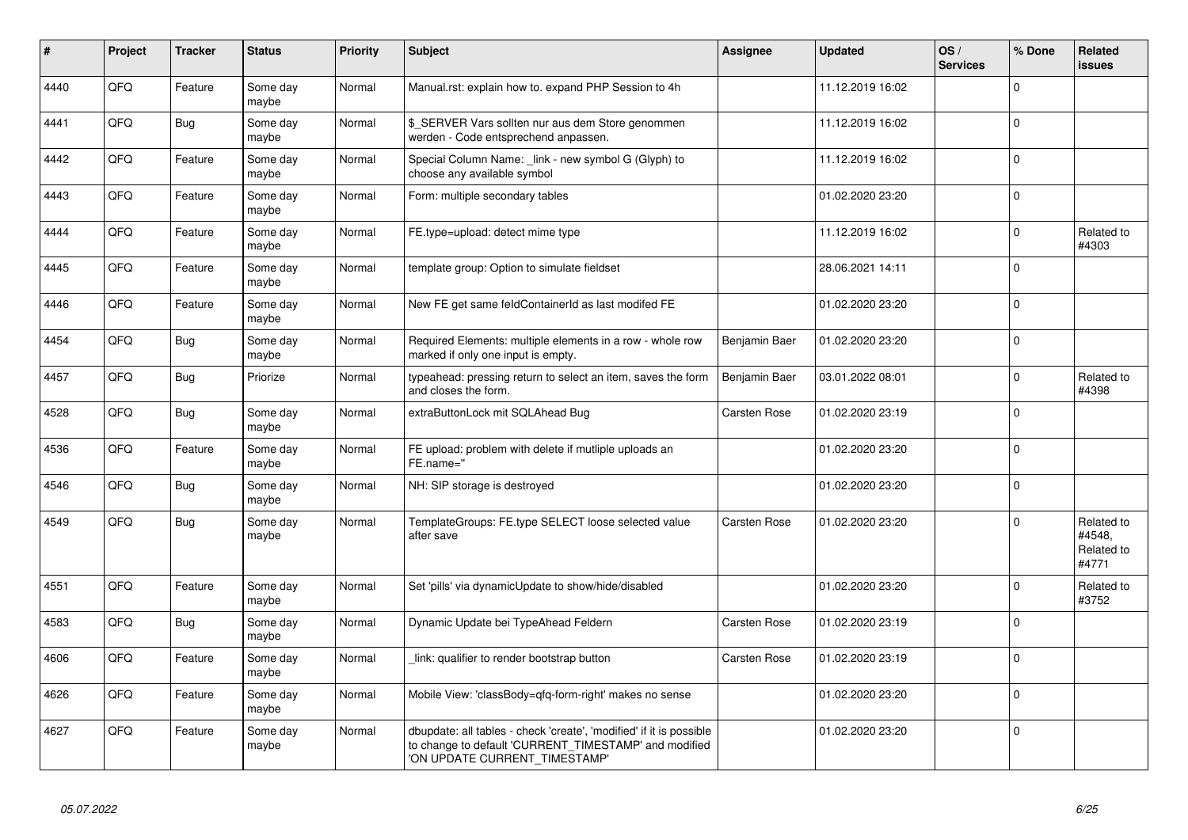| # | Project | Tracker | Status | Priority | Subject | Assignee | Updated | OS / Services | % Done | Related issues |
|---|---|---|---|---|---|---|---|---|---|---|
| 4440 | QFQ | Feature | Some day maybe | Normal | Manual.rst: explain how to. expand PHP Session to 4h | | 11.12.2019 16:02 | | 0 | |
| 4441 | QFQ | Bug | Some day maybe | Normal | $_SERVER Vars sollten nur aus dem Store genommen werden - Code entsprechend anpassen. | | 11.12.2019 16:02 | | 0 | |
| 4442 | QFQ | Feature | Some day maybe | Normal | Special Column Name: _link - new symbol G (Glyph) to choose any available symbol | | 11.12.2019 16:02 | | 0 | |
| 4443 | QFQ | Feature | Some day maybe | Normal | Form: multiple secondary tables | | 01.02.2020 23:20 | | 0 | |
| 4444 | QFQ | Feature | Some day maybe | Normal | FE.type=upload: detect mime type | | 11.12.2019 16:02 | | 0 | Related to #4303 |
| 4445 | QFQ | Feature | Some day maybe | Normal | template group: Option to simulate fieldset | | 28.06.2021 14:11 | | 0 | |
| 4446 | QFQ | Feature | Some day maybe | Normal | New FE get same feldContainerId as last modifed FE | | 01.02.2020 23:20 | | 0 | |
| 4454 | QFQ | Bug | Some day maybe | Normal | Required Elements: multiple elements in a row - whole row marked if only one input is empty. | Benjamin Baer | 01.02.2020 23:20 | | 0 | |
| 4457 | QFQ | Bug | Priorize | Normal | typeahead: pressing return to select an item, saves the form and closes the form. | Benjamin Baer | 03.01.2022 08:01 | | 0 | Related to #4398 |
| 4528 | QFQ | Bug | Some day maybe | Normal | extraButtonLock mit SQLAhead Bug | Carsten Rose | 01.02.2020 23:19 | | 0 | |
| 4536 | QFQ | Feature | Some day maybe | Normal | FE upload: problem with delete if mutliple uploads an FE.name=" | | 01.02.2020 23:20 | | 0 | |
| 4546 | QFQ | Bug | Some day maybe | Normal | NH: SIP storage is destroyed | | 01.02.2020 23:20 | | 0 | |
| 4549 | QFQ | Bug | Some day maybe | Normal | TemplateGroups: FE.type SELECT loose selected value after save | Carsten Rose | 01.02.2020 23:20 | | 0 | Related to #4548, Related to #4771 |
| 4551 | QFQ | Feature | Some day maybe | Normal | Set 'pills' via dynamicUpdate to show/hide/disabled | | 01.02.2020 23:20 | | 0 | Related to #3752 |
| 4583 | QFQ | Bug | Some day maybe | Normal | Dynamic Update bei TypeAhead Feldern | Carsten Rose | 01.02.2020 23:19 | | 0 | |
| 4606 | QFQ | Feature | Some day maybe | Normal | _link: qualifier to render bootstrap button | Carsten Rose | 01.02.2020 23:19 | | 0 | |
| 4626 | QFQ | Feature | Some day maybe | Normal | Mobile View: 'classBody=qfq-form-right' makes no sense | | 01.02.2020 23:20 | | 0 | |
| 4627 | QFQ | Feature | Some day maybe | Normal | dbupdate: all tables - check 'create', 'modified' if it is possible to change to default 'CURRENT_TIMESTAMP' and modified 'ON UPDATE CURRENT_TIMESTAMP' | | 01.02.2020 23:20 | | 0 | |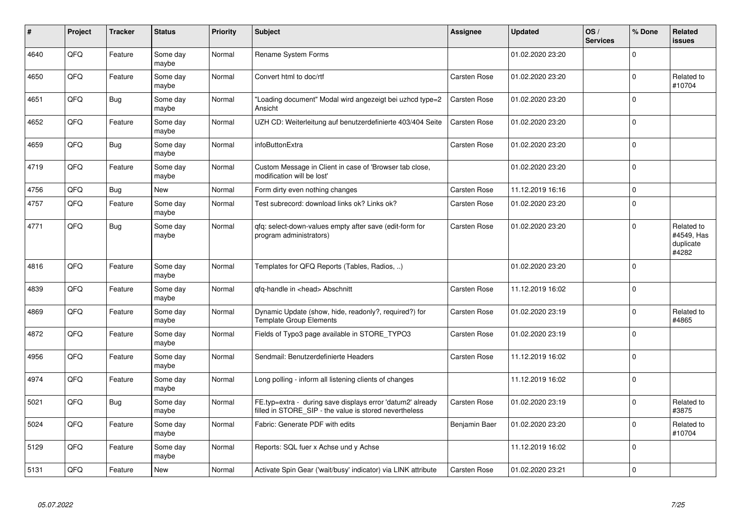| # | Project | Tracker | Status | Priority | Subject | Assignee | Updated | OS / Services | % Done | Related issues |
|---|---|---|---|---|---|---|---|---|---|---|
| 4640 | QFQ | Feature | Some day maybe | Normal | Rename System Forms | | 01.02.2020 23:20 | | 0 | |
| 4650 | QFQ | Feature | Some day maybe | Normal | Convert html to doc/rtf | Carsten Rose | 01.02.2020 23:20 | | 0 | Related to #10704 |
| 4651 | QFQ | Bug | Some day maybe | Normal | "Loading document" Modal wird angezeigt bei uzhcd type=2 Ansicht | Carsten Rose | 01.02.2020 23:20 | | 0 | |
| 4652 | QFQ | Feature | Some day maybe | Normal | UZH CD: Weiterleitung auf benutzerdefinierte 403/404 Seite | Carsten Rose | 01.02.2020 23:20 | | 0 | |
| 4659 | QFQ | Bug | Some day maybe | Normal | infoButtonExtra | Carsten Rose | 01.02.2020 23:20 | | 0 | |
| 4719 | QFQ | Feature | Some day maybe | Normal | Custom Message in Client in case of 'Browser tab close, modification will be lost' | | 01.02.2020 23:20 | | 0 | |
| 4756 | QFQ | Bug | New | Normal | Form dirty even nothing changes | Carsten Rose | 11.12.2019 16:16 | | 0 | |
| 4757 | QFQ | Feature | Some day maybe | Normal | Test subrecord: download links ok? Links ok? | Carsten Rose | 01.02.2020 23:20 | | 0 | |
| 4771 | QFQ | Bug | Some day maybe | Normal | qfq: select-down-values empty after save (edit-form for program administrators) | Carsten Rose | 01.02.2020 23:20 | | 0 | Related to #4549, Has duplicate #4282 |
| 4816 | QFQ | Feature | Some day maybe | Normal | Templates for QFQ Reports (Tables, Radios, ..) | | 01.02.2020 23:20 | | 0 | |
| 4839 | QFQ | Feature | Some day maybe | Normal | qfq-handle in <head> Abschnitt | Carsten Rose | 11.12.2019 16:02 | | 0 | |
| 4869 | QFQ | Feature | Some day maybe | Normal | Dynamic Update (show, hide, readonly?, required?) for Template Group Elements | Carsten Rose | 01.02.2020 23:19 | | 0 | Related to #4865 |
| 4872 | QFQ | Feature | Some day maybe | Normal | Fields of Typo3 page available in STORE_TYPO3 | Carsten Rose | 01.02.2020 23:19 | | 0 | |
| 4956 | QFQ | Feature | Some day maybe | Normal | Sendmail: Benutzerdefinierte Headers | Carsten Rose | 11.12.2019 16:02 | | 0 | |
| 4974 | QFQ | Feature | Some day maybe | Normal | Long polling - inform all listening clients of changes | | 11.12.2019 16:02 | | 0 | |
| 5021 | QFQ | Bug | Some day maybe | Normal | FE.typ=extra - during save displays error 'datum2' already filled in STORE_SIP - the value is stored nevertheless | Carsten Rose | 01.02.2020 23:19 | | 0 | Related to #3875 |
| 5024 | QFQ | Feature | Some day maybe | Normal | Fabric: Generate PDF with edits | Benjamin Baer | 01.02.2020 23:20 | | 0 | Related to #10704 |
| 5129 | QFQ | Feature | Some day maybe | Normal | Reports: SQL fuer x Achse und y Achse | | 11.12.2019 16:02 | | 0 | |
| 5131 | QFQ | Feature | New | Normal | Activate Spin Gear ('wait/busy' indicator) via LINK attribute | Carsten Rose | 01.02.2020 23:21 | | 0 | |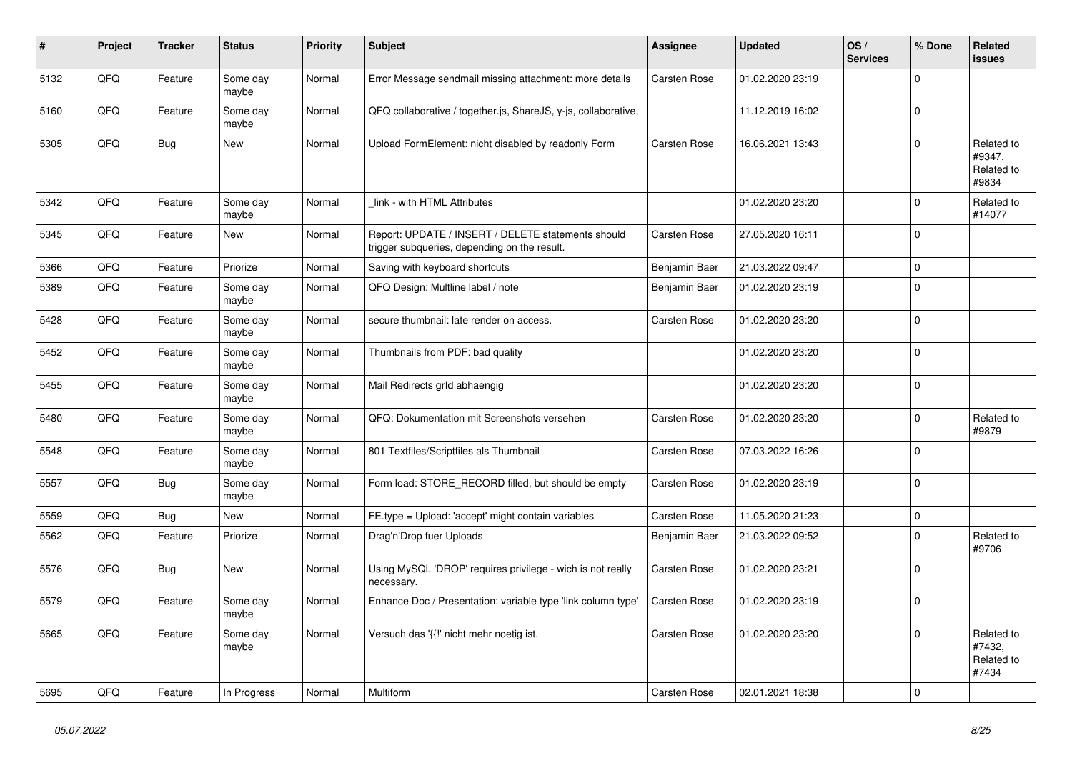| # | Project | Tracker | Status | Priority | Subject | Assignee | Updated | OS / Services | % Done | Related issues |
|---|---|---|---|---|---|---|---|---|---|---|
| 5132 | QFQ | Feature | Some day maybe | Normal | Error Message sendmail missing attachment: more details | Carsten Rose | 01.02.2020 23:19 | | 0 | |
| 5160 | QFQ | Feature | Some day maybe | Normal | QFQ collaborative / together.js, ShareJS, y-js, collaborative, | | 11.12.2019 16:02 | | 0 | |
| 5305 | QFQ | Bug | New | Normal | Upload FormElement: nicht disabled by readonly Form | Carsten Rose | 16.06.2021 13:43 | | 0 | Related to #9347, Related to #9834 |
| 5342 | QFQ | Feature | Some day maybe | Normal | _link - with HTML Attributes | | 01.02.2020 23:20 | | 0 | Related to #14077 |
| 5345 | QFQ | Feature | New | Normal | Report: UPDATE / INSERT / DELETE statements should trigger subqueries, depending on the result. | Carsten Rose | 27.05.2020 16:11 | | 0 | |
| 5366 | QFQ | Feature | Priorize | Normal | Saving with keyboard shortcuts | Benjamin Baer | 21.03.2022 09:47 | | 0 | |
| 5389 | QFQ | Feature | Some day maybe | Normal | QFQ Design: Multline label / note | Benjamin Baer | 01.02.2020 23:19 | | 0 | |
| 5428 | QFQ | Feature | Some day maybe | Normal | secure thumbnail: late render on access. | Carsten Rose | 01.02.2020 23:20 | | 0 | |
| 5452 | QFQ | Feature | Some day maybe | Normal | Thumbnails from PDF: bad quality | | 01.02.2020 23:20 | | 0 | |
| 5455 | QFQ | Feature | Some day maybe | Normal | Mail Redirects grId abhaengig | | 01.02.2020 23:20 | | 0 | |
| 5480 | QFQ | Feature | Some day maybe | Normal | QFQ: Dokumentation mit Screenshots versehen | Carsten Rose | 01.02.2020 23:20 | | 0 | Related to #9879 |
| 5548 | QFQ | Feature | Some day maybe | Normal | 801 Textfiles/Scriptfiles als Thumbnail | Carsten Rose | 07.03.2022 16:26 | | 0 | |
| 5557 | QFQ | Bug | Some day maybe | Normal | Form load: STORE_RECORD filled, but should be empty | Carsten Rose | 01.02.2020 23:19 | | 0 | |
| 5559 | QFQ | Bug | New | Normal | FE.type = Upload: 'accept' might contain variables | Carsten Rose | 11.05.2020 21:23 | | 0 | |
| 5562 | QFQ | Feature | Priorize | Normal | Drag'n'Drop fuer Uploads | Benjamin Baer | 21.03.2022 09:52 | | 0 | Related to #9706 |
| 5576 | QFQ | Bug | New | Normal | Using MySQL 'DROP' requires privilege - wich is not really necessary. | Carsten Rose | 01.02.2020 23:21 | | 0 | |
| 5579 | QFQ | Feature | Some day maybe | Normal | Enhance Doc / Presentation: variable type 'link column type' | Carsten Rose | 01.02.2020 23:19 | | 0 | |
| 5665 | QFQ | Feature | Some day maybe | Normal | Versuch das '{{!' nicht mehr noetig ist. | Carsten Rose | 01.02.2020 23:20 | | 0 | Related to #7432, Related to #7434 |
| 5695 | QFQ | Feature | In Progress | Normal | Multiform | Carsten Rose | 02.01.2021 18:38 | | 0 | |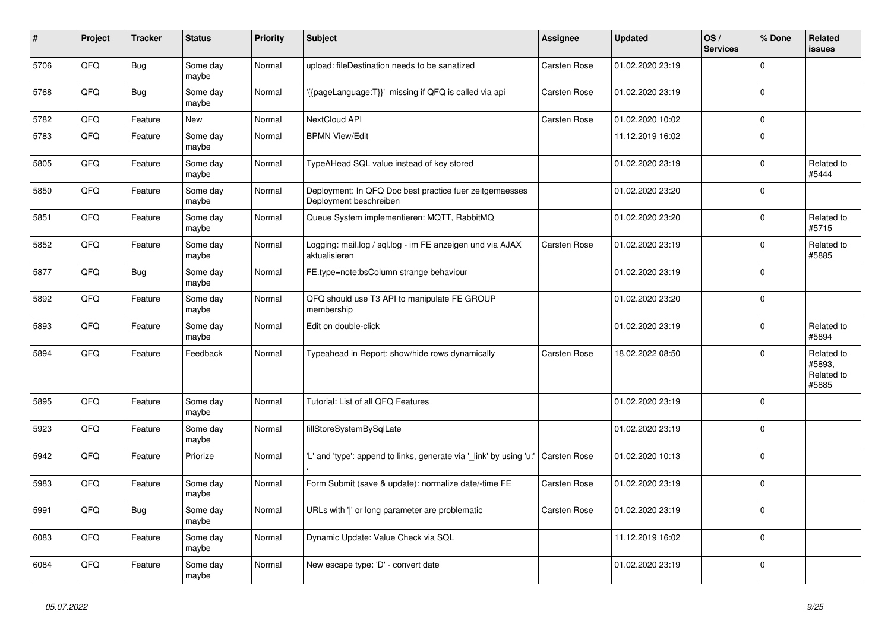| # | Project | Tracker | Status | Priority | Subject | Assignee | Updated | OS / Services | % Done | Related issues |
|---|---|---|---|---|---|---|---|---|---|---|
| 5706 | QFQ | Bug | Some day maybe | Normal | upload: fileDestination needs to be sanatized | Carsten Rose | 01.02.2020 23:19 | | 0 | |
| 5768 | QFQ | Bug | Some day maybe | Normal | '{{pageLanguage:T}}' missing if QFQ is called via api | Carsten Rose | 01.02.2020 23:19 | | 0 | |
| 5782 | QFQ | Feature | New | Normal | NextCloud API | Carsten Rose | 01.02.2020 10:02 | | 0 | |
| 5783 | QFQ | Feature | Some day maybe | Normal | BPMN View/Edit | | 11.12.2019 16:02 | | 0 | |
| 5805 | QFQ | Feature | Some day maybe | Normal | TypeAHead SQL value instead of key stored | | 01.02.2020 23:19 | | 0 | Related to #5444 |
| 5850 | QFQ | Feature | Some day maybe | Normal | Deployment: In QFQ Doc best practice fuer zeitgemaesses Deployment beschreiben | | 01.02.2020 23:20 | | 0 | |
| 5851 | QFQ | Feature | Some day maybe | Normal | Queue System implementieren: MQTT, RabbitMQ | | 01.02.2020 23:20 | | 0 | Related to #5715 |
| 5852 | QFQ | Feature | Some day maybe | Normal | Logging: mail.log / sql.log - im FE anzeigen und via AJAX aktualisieren | Carsten Rose | 01.02.2020 23:19 | | 0 | Related to #5885 |
| 5877 | QFQ | Bug | Some day maybe | Normal | FE.type=note:bsColumn strange behaviour | | 01.02.2020 23:19 | | 0 | |
| 5892 | QFQ | Feature | Some day maybe | Normal | QFQ should use T3 API to manipulate FE GROUP membership | | 01.02.2020 23:20 | | 0 | |
| 5893 | QFQ | Feature | Some day maybe | Normal | Edit on double-click | | 01.02.2020 23:19 | | 0 | Related to #5894 |
| 5894 | QFQ | Feature | Feedback | Normal | Typeahead in Report: show/hide rows dynamically | Carsten Rose | 18.02.2022 08:50 | | 0 | Related to #5893, Related to #5885 |
| 5895 | QFQ | Feature | Some day maybe | Normal | Tutorial: List of all QFQ Features | | 01.02.2020 23:19 | | 0 | |
| 5923 | QFQ | Feature | Some day maybe | Normal | fillStoreSystemBySqlLate | | 01.02.2020 23:19 | | 0 | |
| 5942 | QFQ | Feature | Priorize | Normal | 'L' and 'type': append to links, generate via '_link' by using 'u:' . | Carsten Rose | 01.02.2020 10:13 | | 0 | |
| 5983 | QFQ | Feature | Some day maybe | Normal | Form Submit (save & update): normalize date/-time FE | Carsten Rose | 01.02.2020 23:19 | | 0 | |
| 5991 | QFQ | Bug | Some day maybe | Normal | URLs with ' ' or long parameter are problematic | Carsten Rose | 01.02.2020 23:19 | | 0 | |
| 6083 | QFQ | Feature | Some day maybe | Normal | Dynamic Update: Value Check via SQL | | 11.12.2019 16:02 | | 0 | |
| 6084 | QFQ | Feature | Some day maybe | Normal | New escape type: 'D' - convert date | | 01.02.2020 23:19 | | 0 | |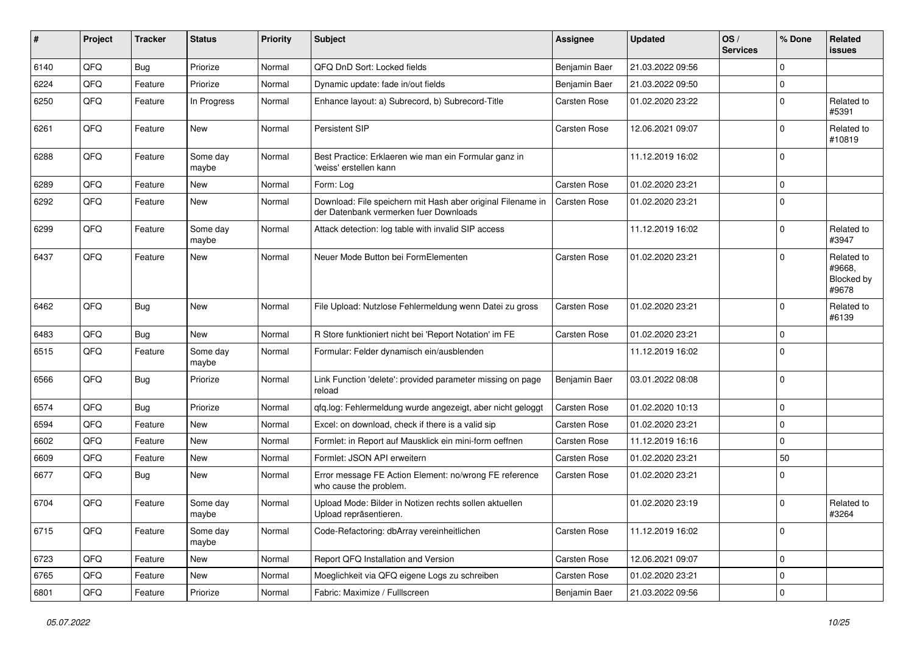| # | Project | Tracker | Status | Priority | Subject | Assignee | Updated | OS / Services | % Done | Related issues |
|---|---|---|---|---|---|---|---|---|---|---|
| 6140 | QFQ | Bug | Priorize | Normal | QFQ DnD Sort: Locked fields | Benjamin Baer | 21.03.2022 09:56 | | 0 | |
| 6224 | QFQ | Feature | Priorize | Normal | Dynamic update: fade in/out fields | Benjamin Baer | 21.03.2022 09:50 | | 0 | |
| 6250 | QFQ | Feature | In Progress | Normal | Enhance layout: a) Subrecord, b) Subrecord-Title | Carsten Rose | 01.02.2020 23:22 | | 0 | Related to #5391 |
| 6261 | QFQ | Feature | New | Normal | Persistent SIP | Carsten Rose | 12.06.2021 09:07 | | 0 | Related to #10819 |
| 6288 | QFQ | Feature | Some day maybe | Normal | Best Practice: Erklaeren wie man ein Formular ganz in 'weiss' erstellen kann | | 11.12.2019 16:02 | | 0 | |
| 6289 | QFQ | Feature | New | Normal | Form: Log | Carsten Rose | 01.02.2020 23:21 | | 0 | |
| 6292 | QFQ | Feature | New | Normal | Download: File speichern mit Hash aber original Filename in der Datenbank vermerken fuer Downloads | Carsten Rose | 01.02.2020 23:21 | | 0 | |
| 6299 | QFQ | Feature | Some day maybe | Normal | Attack detection: log table with invalid SIP access | | 11.12.2019 16:02 | | 0 | Related to #3947 |
| 6437 | QFQ | Feature | New | Normal | Neuer Mode Button bei FormElementen | Carsten Rose | 01.02.2020 23:21 | | 0 | Related to #9668, Blocked by #9678 |
| 6462 | QFQ | Bug | New | Normal | File Upload: Nutzlose Fehlermeldung wenn Datei zu gross | Carsten Rose | 01.02.2020 23:21 | | 0 | Related to #6139 |
| 6483 | QFQ | Bug | New | Normal | R Store funktioniert nicht bei 'Report Notation' im FE | Carsten Rose | 01.02.2020 23:21 | | 0 | |
| 6515 | QFQ | Feature | Some day maybe | Normal | Formular: Felder dynamisch ein/ausblenden | | 11.12.2019 16:02 | | 0 | |
| 6566 | QFQ | Bug | Priorize | Normal | Link Function 'delete': provided parameter missing on page reload | Benjamin Baer | 03.01.2022 08:08 | | 0 | |
| 6574 | QFQ | Bug | Priorize | Normal | qfq.log: Fehlermeldung wurde angezeigt, aber nicht geloggt | Carsten Rose | 01.02.2020 10:13 | | 0 | |
| 6594 | QFQ | Feature | New | Normal | Excel: on download, check if there is a valid sip | Carsten Rose | 01.02.2020 23:21 | | 0 | |
| 6602 | QFQ | Feature | New | Normal | Formlet: in Report auf Mausklick ein mini-form oeffnen | Carsten Rose | 11.12.2019 16:16 | | 0 | |
| 6609 | QFQ | Feature | New | Normal | Formlet: JSON API erweitern | Carsten Rose | 01.02.2020 23:21 | | 50 | |
| 6677 | QFQ | Bug | New | Normal | Error message FE Action Element: no/wrong FE reference who cause the problem. | Carsten Rose | 01.02.2020 23:21 | | 0 | |
| 6704 | QFQ | Feature | Some day maybe | Normal | Upload Mode: Bilder in Notizen rechts sollen aktuellen Upload repräsentieren. | | 01.02.2020 23:19 | | 0 | Related to #3264 |
| 6715 | QFQ | Feature | Some day maybe | Normal | Code-Refactoring: dbArray vereinheitlichen | Carsten Rose | 11.12.2019 16:02 | | 0 | |
| 6723 | QFQ | Feature | New | Normal | Report QFQ Installation and Version | Carsten Rose | 12.06.2021 09:07 | | 0 | |
| 6765 | QFQ | Feature | New | Normal | Moeglichkeit via QFQ eigene Logs zu schreiben | Carsten Rose | 01.02.2020 23:21 | | 0 | |
| 6801 | QFQ | Feature | Priorize | Normal | Fabric: Maximize / Fulllscreen | Benjamin Baer | 21.03.2022 09:56 | | 0 | |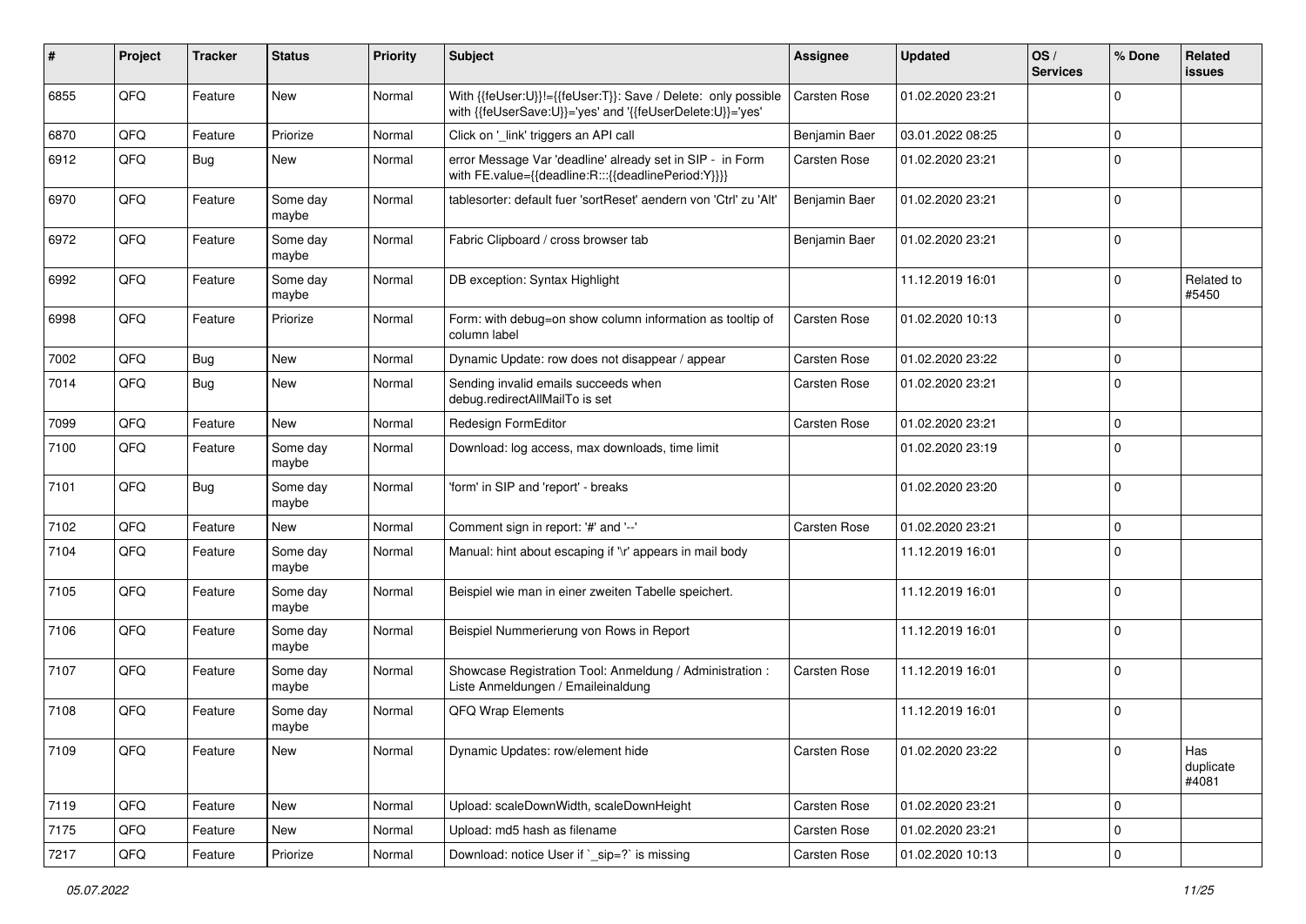| # | Project | Tracker | Status | Priority | Subject | Assignee | Updated | OS / Services | % Done | Related issues |
|---|---|---|---|---|---|---|---|---|---|---|
| 6855 | QFQ | Feature | New | Normal | With {{feUser:U}}!={{feUser:T}}: Save / Delete: only possible with {{feUserSave:U}}='yes' and '{{feUserDelete:U}}='yes' | Carsten Rose | 01.02.2020 23:21 | | 0 | |
| 6870 | QFQ | Feature | Priorize | Normal | Click on '_link' triggers an API call | Benjamin Baer | 03.01.2022 08:25 | | 0 | |
| 6912 | QFQ | Bug | New | Normal | error Message Var 'deadline' already set in SIP - in Form with FE.value={{deadline:R:::{{deadlinePeriod:Y}}}} | Carsten Rose | 01.02.2020 23:21 | | 0 | |
| 6970 | QFQ | Feature | Some day maybe | Normal | tablesorter: default fuer 'sortReset' aendern von 'Ctrl' zu 'Alt' | Benjamin Baer | 01.02.2020 23:21 | | 0 | |
| 6972 | QFQ | Feature | Some day maybe | Normal | Fabric Clipboard / cross browser tab | Benjamin Baer | 01.02.2020 23:21 | | 0 | |
| 6992 | QFQ | Feature | Some day maybe | Normal | DB exception: Syntax Highlight | | 11.12.2019 16:01 | | 0 | Related to #5450 |
| 6998 | QFQ | Feature | Priorize | Normal | Form: with debug=on show column information as tooltip of column label | Carsten Rose | 01.02.2020 10:13 | | 0 | |
| 7002 | QFQ | Bug | New | Normal | Dynamic Update: row does not disappear / appear | Carsten Rose | 01.02.2020 23:22 | | 0 | |
| 7014 | QFQ | Bug | New | Normal | Sending invalid emails succeeds when debug.redirectAllMailTo is set | Carsten Rose | 01.02.2020 23:21 | | 0 | |
| 7099 | QFQ | Feature | New | Normal | Redesign FormEditor | Carsten Rose | 01.02.2020 23:21 | | 0 | |
| 7100 | QFQ | Feature | Some day maybe | Normal | Download: log access, max downloads, time limit | | 01.02.2020 23:19 | | 0 | |
| 7101 | QFQ | Bug | Some day maybe | Normal | 'form' in SIP and 'report' - breaks | | 01.02.2020 23:20 | | 0 | |
| 7102 | QFQ | Feature | New | Normal | Comment sign in report: '#' and '--' | Carsten Rose | 01.02.2020 23:21 | | 0 | |
| 7104 | QFQ | Feature | Some day maybe | Normal | Manual: hint about escaping if '\r' appears in mail body | | 11.12.2019 16:01 | | 0 | |
| 7105 | QFQ | Feature | Some day maybe | Normal | Beispiel wie man in einer zweiten Tabelle speichert. | | 11.12.2019 16:01 | | 0 | |
| 7106 | QFQ | Feature | Some day maybe | Normal | Beispiel Nummerierung von Rows in Report | | 11.12.2019 16:01 | | 0 | |
| 7107 | QFQ | Feature | Some day maybe | Normal | Showcase Registration Tool: Anmeldung / Administration : Liste Anmeldungen / Emaileinaldung | Carsten Rose | 11.12.2019 16:01 | | 0 | |
| 7108 | QFQ | Feature | Some day maybe | Normal | QFQ Wrap Elements | | 11.12.2019 16:01 | | 0 | |
| 7109 | QFQ | Feature | New | Normal | Dynamic Updates: row/element hide | Carsten Rose | 01.02.2020 23:22 | | 0 | Has duplicate #4081 |
| 7119 | QFQ | Feature | New | Normal | Upload: scaleDownWidth, scaleDownHeight | Carsten Rose | 01.02.2020 23:21 | | 0 | |
| 7175 | QFQ | Feature | New | Normal | Upload: md5 hash as filename | Carsten Rose | 01.02.2020 23:21 | | 0 | |
| 7217 | QFQ | Feature | Priorize | Normal | Download: notice User if `_sip=?` is missing | Carsten Rose | 01.02.2020 10:13 | | 0 | |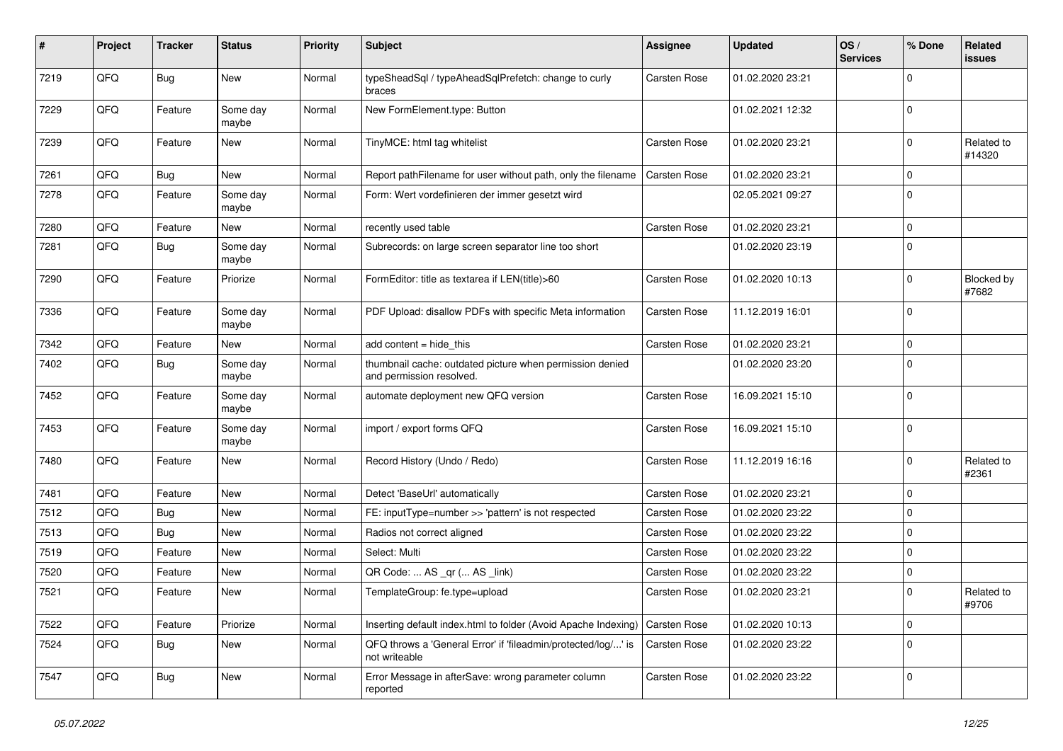| # | Project | Tracker | Status | Priority | Subject | Assignee | Updated | OS / Services | % Done | Related issues |
|---|---|---|---|---|---|---|---|---|---|---|
| 7219 | QFQ | Bug | New | Normal | typeSheadSql / typeAheadSqlPrefetch: change to curly braces | Carsten Rose | 01.02.2020 23:21 | | 0 | |
| 7229 | QFQ | Feature | Some day maybe | Normal | New FormElement.type: Button | | 01.02.2021 12:32 | | 0 | |
| 7239 | QFQ | Feature | New | Normal | TinyMCE: html tag whitelist | Carsten Rose | 01.02.2020 23:21 | | 0 | Related to #14320 |
| 7261 | QFQ | Bug | New | Normal | Report pathFilename for user without path, only the filename | Carsten Rose | 01.02.2020 23:21 | | 0 | |
| 7278 | QFQ | Feature | Some day maybe | Normal | Form: Wert vordefinieren der immer gesetzt wird | | 02.05.2021 09:27 | | 0 | |
| 7280 | QFQ | Feature | New | Normal | recently used table | Carsten Rose | 01.02.2020 23:21 | | 0 | |
| 7281 | QFQ | Bug | Some day maybe | Normal | Subrecords: on large screen separator line too short | | 01.02.2020 23:19 | | 0 | |
| 7290 | QFQ | Feature | Priorize | Normal | FormEditor: title as textarea if LEN(title)>60 | Carsten Rose | 01.02.2020 10:13 | | 0 | Blocked by #7682 |
| 7336 | QFQ | Feature | Some day maybe | Normal | PDF Upload: disallow PDFs with specific Meta information | Carsten Rose | 11.12.2019 16:01 | | 0 | |
| 7342 | QFQ | Feature | New | Normal | add content = hide_this | Carsten Rose | 01.02.2020 23:21 | | 0 | |
| 7402 | QFQ | Bug | Some day maybe | Normal | thumbnail cache: outdated picture when permission denied and permission resolved. | | 01.02.2020 23:20 | | 0 | |
| 7452 | QFQ | Feature | Some day maybe | Normal | automate deployment new QFQ version | Carsten Rose | 16.09.2021 15:10 | | 0 | |
| 7453 | QFQ | Feature | Some day maybe | Normal | import / export forms QFQ | Carsten Rose | 16.09.2021 15:10 | | 0 | |
| 7480 | QFQ | Feature | New | Normal | Record History (Undo / Redo) | Carsten Rose | 11.12.2019 16:16 | | 0 | Related to #2361 |
| 7481 | QFQ | Feature | New | Normal | Detect 'BaseUrl' automatically | Carsten Rose | 01.02.2020 23:21 | | 0 | |
| 7512 | QFQ | Bug | New | Normal | FE: inputType=number >> 'pattern' is not respected | Carsten Rose | 01.02.2020 23:22 | | 0 | |
| 7513 | QFQ | Bug | New | Normal | Radios not correct aligned | Carsten Rose | 01.02.2020 23:22 | | 0 | |
| 7519 | QFQ | Feature | New | Normal | Select: Multi | Carsten Rose | 01.02.2020 23:22 | | 0 | |
| 7520 | QFQ | Feature | New | Normal | QR Code: ... AS _qr (... AS _link) | Carsten Rose | 01.02.2020 23:22 | | 0 | |
| 7521 | QFQ | Feature | New | Normal | TemplateGroup: fe.type=upload | Carsten Rose | 01.02.2020 23:21 | | 0 | Related to #9706 |
| 7522 | QFQ | Feature | Priorize | Normal | Inserting default index.html to folder (Avoid Apache Indexing) | Carsten Rose | 01.02.2020 10:13 | | 0 | |
| 7524 | QFQ | Bug | New | Normal | QFQ throws a 'General Error' if 'fileadmin/protected/log/...' is not writeable | Carsten Rose | 01.02.2020 23:22 | | 0 | |
| 7547 | QFQ | Bug | New | Normal | Error Message in afterSave: wrong parameter column reported | Carsten Rose | 01.02.2020 23:22 | | 0 | |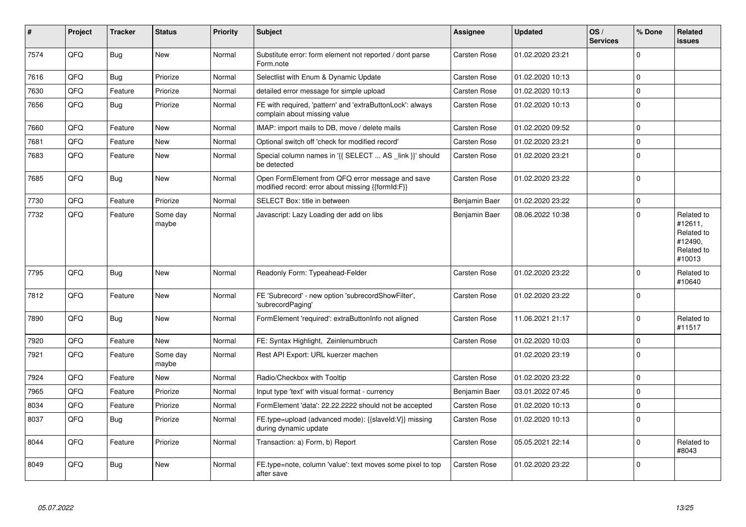| # | Project | Tracker | Status | Priority | Subject | Assignee | Updated | OS / Services | % Done | Related issues |
|---|---|---|---|---|---|---|---|---|---|---|
| 7574 | QFQ | Bug | New | Normal | Substitute error: form element not reported / dont parse Form.note | Carsten Rose | 01.02.2020 23:21 | | 0 | |
| 7616 | QFQ | Bug | Priorize | Normal | Selectlist with Enum & Dynamic Update | Carsten Rose | 01.02.2020 10:13 | | 0 | |
| 7630 | QFQ | Feature | Priorize | Normal | detailed error message for simple upload | Carsten Rose | 01.02.2020 10:13 | | 0 | |
| 7656 | QFQ | Bug | Priorize | Normal | FE with required, 'pattern' and 'extraButtonLock': always complain about missing value | Carsten Rose | 01.02.2020 10:13 | | 0 | |
| 7660 | QFQ | Feature | New | Normal | IMAP: import mails to DB, move / delete mails | Carsten Rose | 01.02.2020 09:52 | | 0 | |
| 7681 | QFQ | Feature | New | Normal | Optional switch off 'check for modified record' | Carsten Rose | 01.02.2020 23:21 | | 0 | |
| 7683 | QFQ | Feature | New | Normal | Special column names in '{{ SELECT ... AS _link }}' should be detected | Carsten Rose | 01.02.2020 23:21 | | 0 | |
| 7685 | QFQ | Bug | New | Normal | Open FormElement from QFQ error message and save modified record: error about missing {{formId:F}} | Carsten Rose | 01.02.2020 23:22 | | 0 | |
| 7730 | QFQ | Feature | Priorize | Normal | SELECT Box: title in between | Benjamin Baer | 01.02.2020 23:22 | | 0 | |
| 7732 | QFQ | Feature | Some day maybe | Normal | Javascript: Lazy Loading der add on libs | Benjamin Baer | 08.06.2022 10:38 | | 0 | Related to #12611, Related to #12490, Related to #10013 |
| 7795 | QFQ | Bug | New | Normal | Readonly Form: Typeahead-Felder | Carsten Rose | 01.02.2020 23:22 | | 0 | Related to #10640 |
| 7812 | QFQ | Feature | New | Normal | FE 'Subrecord' - new option 'subrecordShowFilter', 'subrecordPaging' | Carsten Rose | 01.02.2020 23:22 | | 0 | |
| 7890 | QFQ | Bug | New | Normal | FormElement 'required': extraButtonInfo not aligned | Carsten Rose | 11.06.2021 21:17 | | 0 | Related to #11517 |
| 7920 | QFQ | Feature | New | Normal | FE: Syntax Highlight, Zeinlenumbruch | Carsten Rose | 01.02.2020 10:03 | | 0 | |
| 7921 | QFQ | Feature | Some day maybe | Normal | Rest API Export: URL kuerzer machen | | 01.02.2020 23:19 | | 0 | |
| 7924 | QFQ | Feature | New | Normal | Radio/Checkbox with Tooltip | Carsten Rose | 01.02.2020 23:22 | | 0 | |
| 7965 | QFQ | Feature | Priorize | Normal | Input type 'text' with visual format - currency | Benjamin Baer | 03.01.2022 07:45 | | 0 | |
| 8034 | QFQ | Feature | Priorize | Normal | FormElement 'data': 22.22.2222 should not be accepted | Carsten Rose | 01.02.2020 10:13 | | 0 | |
| 8037 | QFQ | Bug | Priorize | Normal | FE.type=upload (advanced mode): {{slaveId:V}} missing during dynamic update | Carsten Rose | 01.02.2020 10:13 | | 0 | |
| 8044 | QFQ | Feature | Priorize | Normal | Transaction: a) Form, b) Report | Carsten Rose | 05.05.2021 22:14 | | 0 | Related to #8043 |
| 8049 | QFQ | Bug | New | Normal | FE.type=note, column 'value': text moves some pixel to top after save | Carsten Rose | 01.02.2020 23:22 | | 0 | |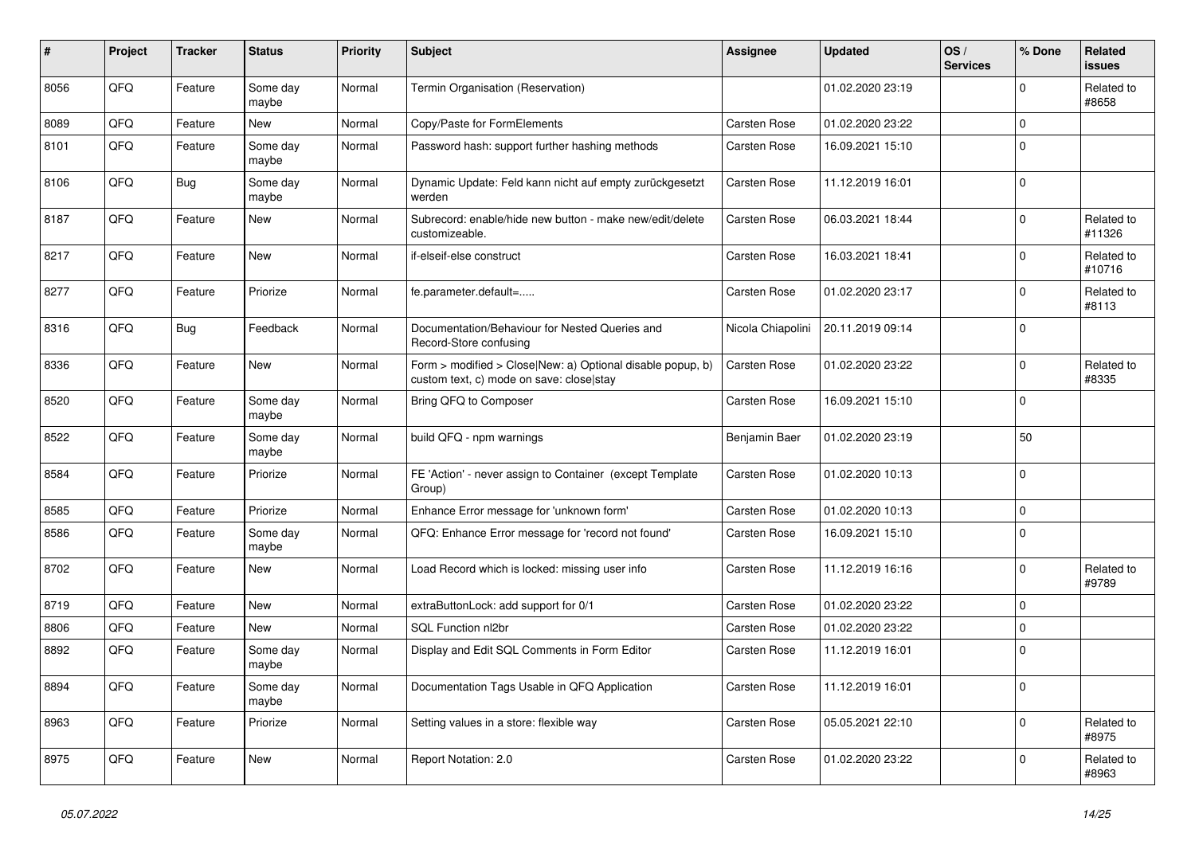| # | Project | Tracker | Status | Priority | Subject | Assignee | Updated | OS / Services | % Done | Related issues |
|---|---|---|---|---|---|---|---|---|---|---|
| 8056 | QFQ | Feature | Some day maybe | Normal | Termin Organisation (Reservation) | | 01.02.2020 23:19 | | 0 | Related to #8658 |
| 8089 | QFQ | Feature | New | Normal | Copy/Paste for FormElements | Carsten Rose | 01.02.2020 23:22 | | 0 | |
| 8101 | QFQ | Feature | Some day maybe | Normal | Password hash: support further hashing methods | Carsten Rose | 16.09.2021 15:10 | | 0 | |
| 8106 | QFQ | Bug | Some day maybe | Normal | Dynamic Update: Feld kann nicht auf empty zurückgesetzt werden | Carsten Rose | 11.12.2019 16:01 | | 0 | |
| 8187 | QFQ | Feature | New | Normal | Subrecord: enable/hide new button - make new/edit/delete customizeable. | Carsten Rose | 06.03.2021 18:44 | | 0 | Related to #11326 |
| 8217 | QFQ | Feature | New | Normal | if-elseif-else construct | Carsten Rose | 16.03.2021 18:41 | | 0 | Related to #10716 |
| 8277 | QFQ | Feature | Priorize | Normal | fe.parameter.default=..... | Carsten Rose | 01.02.2020 23:17 | | 0 | Related to #8113 |
| 8316 | QFQ | Bug | Feedback | Normal | Documentation/Behaviour for Nested Queries and Record-Store confusing | Nicola Chiapolini | 20.11.2019 09:14 | | 0 | |
| 8336 | QFQ | Feature | New | Normal | Form > modified > Close\|New: a) Optional disable popup, b) custom text, c) mode on save: close\|stay | Carsten Rose | 01.02.2020 23:22 | | 0 | Related to #8335 |
| 8520 | QFQ | Feature | Some day maybe | Normal | Bring QFQ to Composer | Carsten Rose | 16.09.2021 15:10 | | 0 | |
| 8522 | QFQ | Feature | Some day maybe | Normal | build QFQ - npm warnings | Benjamin Baer | 01.02.2020 23:19 | | 50 | |
| 8584 | QFQ | Feature | Priorize | Normal | FE 'Action' - never assign to Container (except Template Group) | Carsten Rose | 01.02.2020 10:13 | | 0 | |
| 8585 | QFQ | Feature | Priorize | Normal | Enhance Error message for 'unknown form' | Carsten Rose | 01.02.2020 10:13 | | 0 | |
| 8586 | QFQ | Feature | Some day maybe | Normal | QFQ: Enhance Error message for 'record not found' | Carsten Rose | 16.09.2021 15:10 | | 0 | |
| 8702 | QFQ | Feature | New | Normal | Load Record which is locked: missing user info | Carsten Rose | 11.12.2019 16:16 | | 0 | Related to #9789 |
| 8719 | QFQ | Feature | New | Normal | extraButtonLock: add support for 0/1 | Carsten Rose | 01.02.2020 23:22 | | 0 | |
| 8806 | QFQ | Feature | New | Normal | SQL Function nl2br | Carsten Rose | 01.02.2020 23:22 | | 0 | |
| 8892 | QFQ | Feature | Some day maybe | Normal | Display and Edit SQL Comments in Form Editor | Carsten Rose | 11.12.2019 16:01 | | 0 | |
| 8894 | QFQ | Feature | Some day maybe | Normal | Documentation Tags Usable in QFQ Application | Carsten Rose | 11.12.2019 16:01 | | 0 | |
| 8963 | QFQ | Feature | Priorize | Normal | Setting values in a store: flexible way | Carsten Rose | 05.05.2021 22:10 | | 0 | Related to #8975 |
| 8975 | QFQ | Feature | New | Normal | Report Notation: 2.0 | Carsten Rose | 01.02.2020 23:22 | | 0 | Related to #8963 |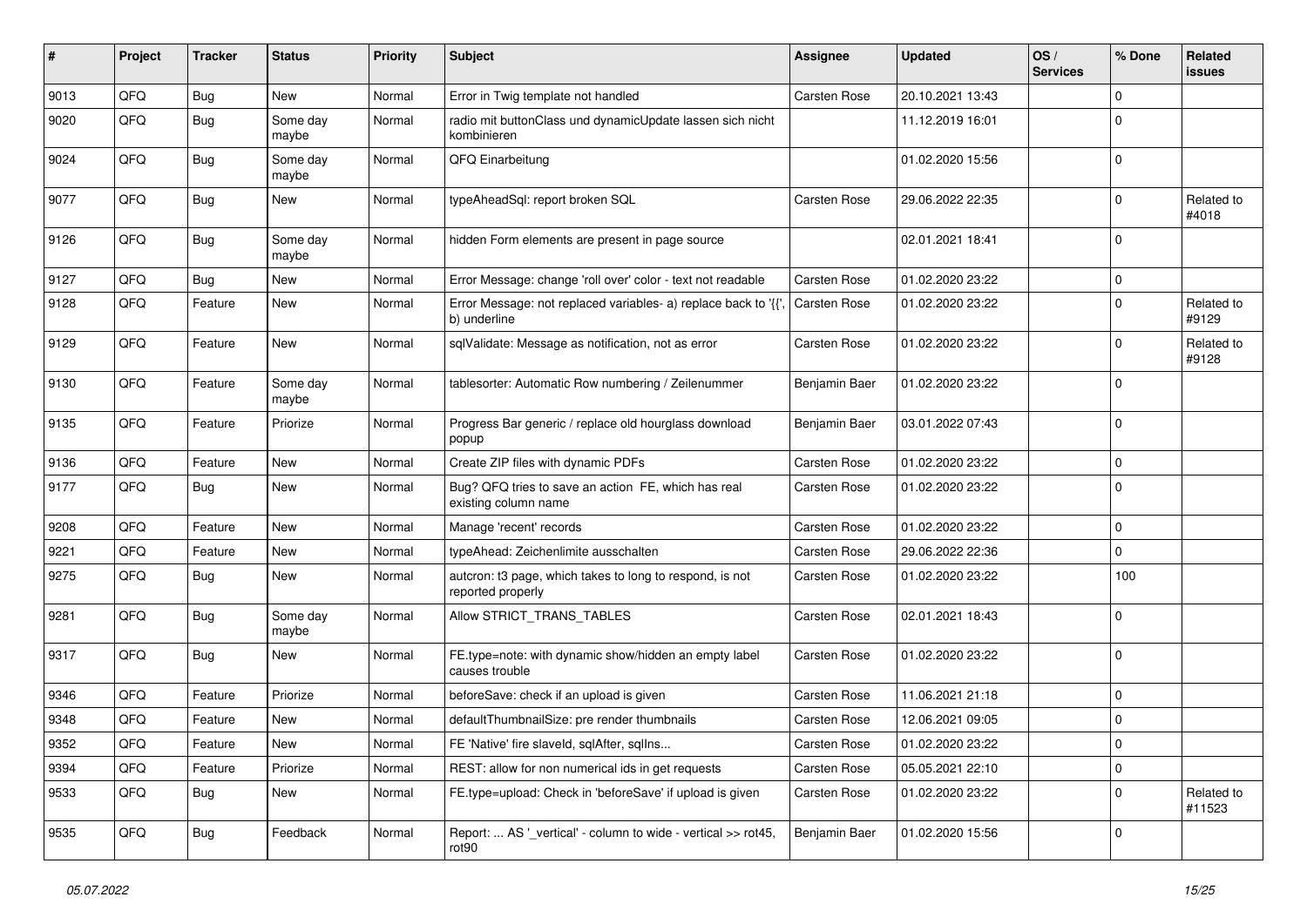| # | Project | Tracker | Status | Priority | Subject | Assignee | Updated | OS / Services | % Done | Related issues |
|---|---|---|---|---|---|---|---|---|---|---|
| 9013 | QFQ | Bug | New | Normal | Error in Twig template not handled | Carsten Rose | 20.10.2021 13:43 | | 0 | |
| 9020 | QFQ | Bug | Some day maybe | Normal | radio mit buttonClass und dynamicUpdate lassen sich nicht kombinieren | | 11.12.2019 16:01 | | 0 | |
| 9024 | QFQ | Bug | Some day maybe | Normal | QFQ Einarbeitung | | 01.02.2020 15:56 | | 0 | |
| 9077 | QFQ | Bug | New | Normal | typeAheadSql: report broken SQL | Carsten Rose | 29.06.2022 22:35 | | 0 | Related to #4018 |
| 9126 | QFQ | Bug | Some day maybe | Normal | hidden Form elements are present in page source | | 02.01.2021 18:41 | | 0 | |
| 9127 | QFQ | Bug | New | Normal | Error Message: change 'roll over' color - text not readable | Carsten Rose | 01.02.2020 23:22 | | 0 | |
| 9128 | QFQ | Feature | New | Normal | Error Message: not replaced variables- a) replace back to '{{', b) underline | Carsten Rose | 01.02.2020 23:22 | | 0 | Related to #9129 |
| 9129 | QFQ | Feature | New | Normal | sqlValidate: Message as notification, not as error | Carsten Rose | 01.02.2020 23:22 | | 0 | Related to #9128 |
| 9130 | QFQ | Feature | Some day maybe | Normal | tablesorter: Automatic Row numbering / Zeilenummer | Benjamin Baer | 01.02.2020 23:22 | | 0 | |
| 9135 | QFQ | Feature | Priorize | Normal | Progress Bar generic / replace old hourglass download popup | Benjamin Baer | 03.01.2022 07:43 | | 0 | |
| 9136 | QFQ | Feature | New | Normal | Create ZIP files with dynamic PDFs | Carsten Rose | 01.02.2020 23:22 | | 0 | |
| 9177 | QFQ | Bug | New | Normal | Bug? QFQ tries to save an action FE, which has real existing column name | Carsten Rose | 01.02.2020 23:22 | | 0 | |
| 9208 | QFQ | Feature | New | Normal | Manage 'recent' records | Carsten Rose | 01.02.2020 23:22 | | 0 | |
| 9221 | QFQ | Feature | New | Normal | typeAhead: Zeichenlimite ausschalten | Carsten Rose | 29.06.2022 22:36 | | 0 | |
| 9275 | QFQ | Bug | New | Normal | autcron: t3 page, which takes to long to respond, is not reported properly | Carsten Rose | 01.02.2020 23:22 | | 100 | |
| 9281 | QFQ | Bug | Some day maybe | Normal | Allow STRICT_TRANS_TABLES | Carsten Rose | 02.01.2021 18:43 | | 0 | |
| 9317 | QFQ | Bug | New | Normal | FE.type=note: with dynamic show/hidden an empty label causes trouble | Carsten Rose | 01.02.2020 23:22 | | 0 | |
| 9346 | QFQ | Feature | Priorize | Normal | beforeSave: check if an upload is given | Carsten Rose | 11.06.2021 21:18 | | 0 | |
| 9348 | QFQ | Feature | New | Normal | defaultThumbnailSize: pre render thumbnails | Carsten Rose | 12.06.2021 09:05 | | 0 | |
| 9352 | QFQ | Feature | New | Normal | FE 'Native' fire slaveId, sqlAfter, sqlIns... | Carsten Rose | 01.02.2020 23:22 | | 0 | |
| 9394 | QFQ | Feature | Priorize | Normal | REST: allow for non numerical ids in get requests | Carsten Rose | 05.05.2021 22:10 | | 0 | |
| 9533 | QFQ | Bug | New | Normal | FE.type=upload: Check in 'beforeSave' if upload is given | Carsten Rose | 01.02.2020 23:22 | | 0 | Related to #11523 |
| 9535 | QFQ | Bug | Feedback | Normal | Report: ... AS '_vertical' - column to wide - vertical >> rot45, rot90 | Benjamin Baer | 01.02.2020 15:56 | | 0 | |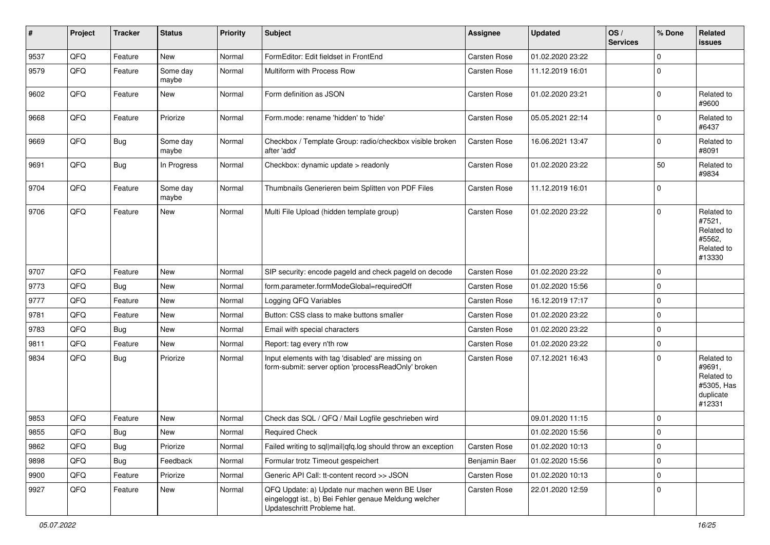| # | Project | Tracker | Status | Priority | Subject | Assignee | Updated | OS / Services | % Done | Related issues |
|---|---|---|---|---|---|---|---|---|---|---|
| 9537 | QFQ | Feature | New | Normal | FormEditor: Edit fieldset in FrontEnd | Carsten Rose | 01.02.2020 23:22 | | 0 | |
| 9579 | QFQ | Feature | Some day maybe | Normal | Multiform with Process Row | Carsten Rose | 11.12.2019 16:01 | | 0 | |
| 9602 | QFQ | Feature | New | Normal | Form definition as JSON | Carsten Rose | 01.02.2020 23:21 | | 0 | Related to #9600 |
| 9668 | QFQ | Feature | Priorize | Normal | Form.mode: rename 'hidden' to 'hide' | Carsten Rose | 05.05.2021 22:14 | | 0 | Related to #6437 |
| 9669 | QFQ | Bug | Some day maybe | Normal | Checkbox / Template Group: radio/checkbox visible broken after 'add' | Carsten Rose | 16.06.2021 13:47 | | 0 | Related to #8091 |
| 9691 | QFQ | Bug | In Progress | Normal | Checkbox: dynamic update > readonly | Carsten Rose | 01.02.2020 23:22 | | 50 | Related to #9834 |
| 9704 | QFQ | Feature | Some day maybe | Normal | Thumbnails Generieren beim Splitten von PDF Files | Carsten Rose | 11.12.2019 16:01 | | 0 | |
| 9706 | QFQ | Feature | New | Normal | Multi File Upload (hidden template group) | Carsten Rose | 01.02.2020 23:22 | | 0 | Related to #7521, Related to #5562, Related to #13330 |
| 9707 | QFQ | Feature | New | Normal | SIP security: encode pageId and check pageId on decode | Carsten Rose | 01.02.2020 23:22 | | 0 | |
| 9773 | QFQ | Bug | New | Normal | form.parameter.formModeGlobal=requiredOff | Carsten Rose | 01.02.2020 15:56 | | 0 | |
| 9777 | QFQ | Feature | New | Normal | Logging QFQ Variables | Carsten Rose | 16.12.2019 17:17 | | 0 | |
| 9781 | QFQ | Feature | New | Normal | Button: CSS class to make buttons smaller | Carsten Rose | 01.02.2020 23:22 | | 0 | |
| 9783 | QFQ | Bug | New | Normal | Email with special characters | Carsten Rose | 01.02.2020 23:22 | | 0 | |
| 9811 | QFQ | Feature | New | Normal | Report: tag every n'th row | Carsten Rose | 01.02.2020 23:22 | | 0 | |
| 9834 | QFQ | Bug | Priorize | Normal | Input elements with tag 'disabled' are missing on form-submit: server option 'processReadOnly' broken | Carsten Rose | 07.12.2021 16:43 | | 0 | Related to #9691, Related to #5305, Has duplicate #12331 |
| 9853 | QFQ | Feature | New | Normal | Check das SQL / QFQ / Mail Logfile geschrieben wird | | 09.01.2020 11:15 | | 0 | |
| 9855 | QFQ | Bug | New | Normal | Required Check | | 01.02.2020 15:56 | | 0 | |
| 9862 | QFQ | Bug | Priorize | Normal | Failed writing to sql\|mail\|qfq.log should throw an exception | Carsten Rose | 01.02.2020 10:13 | | 0 | |
| 9898 | QFQ | Bug | Feedback | Normal | Formular trotz Timeout gespeichert | Benjamin Baer | 01.02.2020 15:56 | | 0 | |
| 9900 | QFQ | Feature | Priorize | Normal | Generic API Call: tt-content record >> JSON | Carsten Rose | 01.02.2020 10:13 | | 0 | |
| 9927 | QFQ | Feature | New | Normal | QFQ Update: a) Update nur machen wenn BE User eingeloggt ist., b) Bei Fehler genaue Meldung welcher Updateschritt Probleme hat. | Carsten Rose | 22.01.2020 12:59 | | 0 | |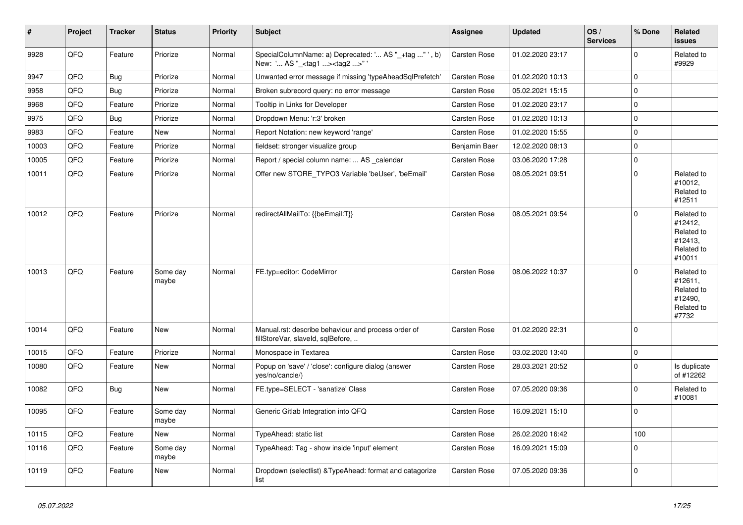| # | Project | Tracker | Status | Priority | Subject | Assignee | Updated | OS / Services | % Done | Related issues |
|---|---|---|---|---|---|---|---|---|---|---|
| 9928 | QFQ | Feature | Priorize | Normal | SpecialColumnName: a) Deprecated: '... AS "_+tag ..." ', b) New: '... AS "_<tag1 ...><tag2 ...>" ' | Carsten Rose | 01.02.2020 23:17 | | 0 | Related to #9929 |
| 9947 | QFQ | Bug | Priorize | Normal | Unwanted error message if missing 'typeAheadSqlPrefetch' | Carsten Rose | 01.02.2020 10:13 | | 0 | |
| 9958 | QFQ | Bug | Priorize | Normal | Broken subrecord query: no error message | Carsten Rose | 05.02.2021 15:15 | | 0 | |
| 9968 | QFQ | Feature | Priorize | Normal | Tooltip in Links for Developer | Carsten Rose | 01.02.2020 23:17 | | 0 | |
| 9975 | QFQ | Bug | Priorize | Normal | Dropdown Menu: 'r:3' broken | Carsten Rose | 01.02.2020 10:13 | | 0 | |
| 9983 | QFQ | Feature | New | Normal | Report Notation: new keyword 'range' | Carsten Rose | 01.02.2020 15:55 | | 0 | |
| 10003 | QFQ | Feature | Priorize | Normal | fieldset: stronger visualize group | Benjamin Baer | 12.02.2020 08:13 | | 0 | |
| 10005 | QFQ | Feature | Priorize | Normal | Report / special column name: ... AS _calendar | Carsten Rose | 03.06.2020 17:28 | | 0 | |
| 10011 | QFQ | Feature | Priorize | Normal | Offer new STORE_TYPO3 Variable 'beUser', 'beEmail' | Carsten Rose | 08.05.2021 09:51 | | 0 | Related to #10012, Related to #12511 |
| 10012 | QFQ | Feature | Priorize | Normal | redirectAllMailTo: {{beEmail:T}} | Carsten Rose | 08.05.2021 09:54 | | 0 | Related to #12412, Related to #12413, Related to #10011 |
| 10013 | QFQ | Feature | Some day maybe | Normal | FE.typ=editor: CodeMirror | Carsten Rose | 08.06.2022 10:37 | | 0 | Related to #12611, Related to #12490, Related to #7732 |
| 10014 | QFQ | Feature | New | Normal | Manual.rst: describe behaviour and process order of fillStoreVar, slaveId, sqlBefore, .. | Carsten Rose | 01.02.2020 22:31 | | 0 | |
| 10015 | QFQ | Feature | Priorize | Normal | Monospace in Textarea | Carsten Rose | 03.02.2020 13:40 | | 0 | |
| 10080 | QFQ | Feature | New | Normal | Popup on 'save' / 'close': configure dialog (answer yes/no/cancle/) | Carsten Rose | 28.03.2021 20:52 | | 0 | Is duplicate of #12262 |
| 10082 | QFQ | Bug | New | Normal | FE.type=SELECT - 'sanatize' Class | Carsten Rose | 07.05.2020 09:36 | | 0 | Related to #10081 |
| 10095 | QFQ | Feature | Some day maybe | Normal | Generic Gitlab Integration into QFQ | Carsten Rose | 16.09.2021 15:10 | | 0 | |
| 10115 | QFQ | Feature | New | Normal | TypeAhead: static list | Carsten Rose | 26.02.2020 16:42 | | 100 | |
| 10116 | QFQ | Feature | Some day maybe | Normal | TypeAhead: Tag - show inside 'input' element | Carsten Rose | 16.09.2021 15:09 | | 0 | |
| 10119 | QFQ | Feature | New | Normal | Dropdown (selectlist) &TypeAhead: format and catagorize list | Carsten Rose | 07.05.2020 09:36 | | 0 | |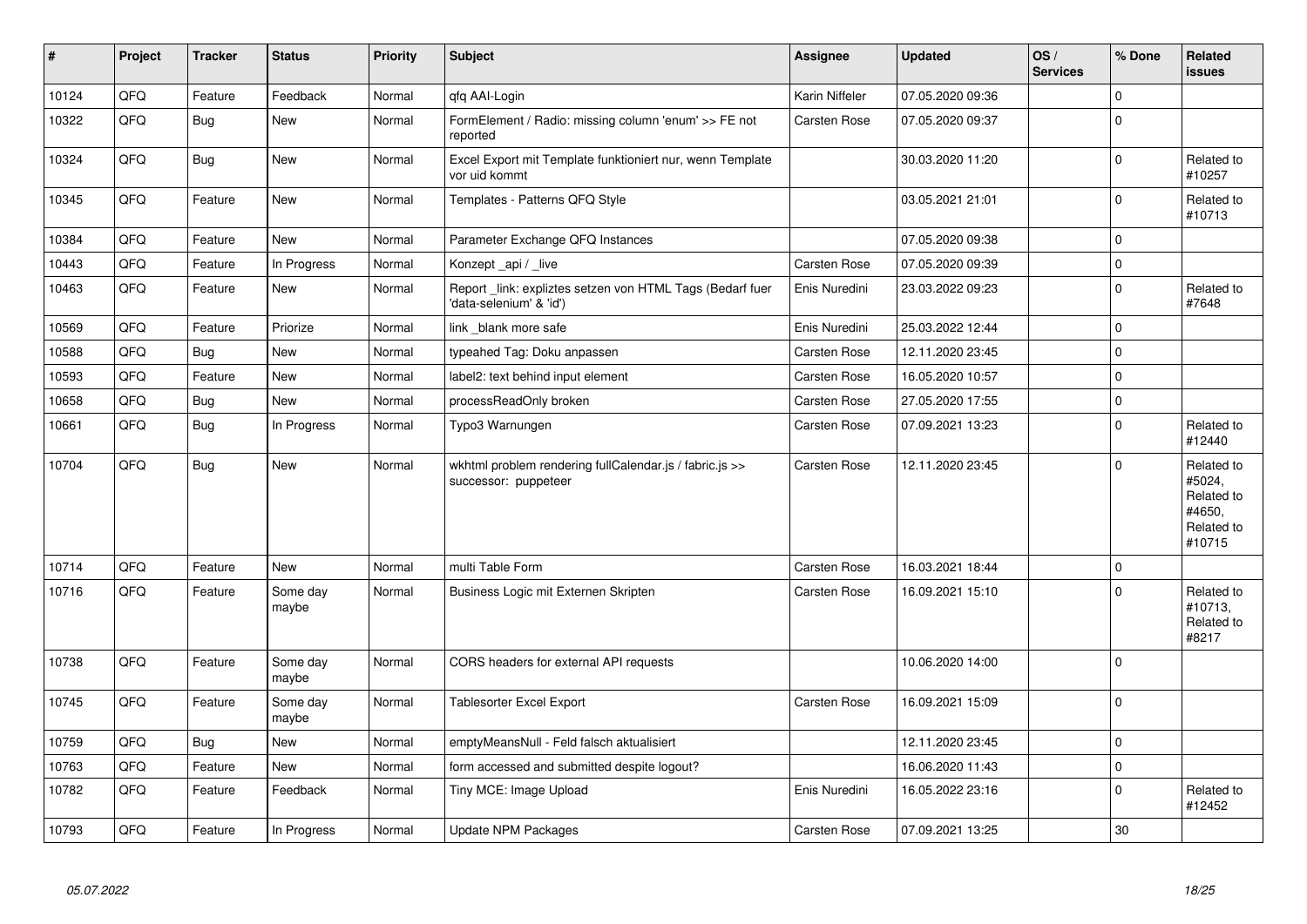| # | Project | Tracker | Status | Priority | Subject | Assignee | Updated | OS / Services | % Done | Related issues |
|---|---|---|---|---|---|---|---|---|---|---|
| 10124 | QFQ | Feature | Feedback | Normal | qfq AAI-Login | Karin Niffeler | 07.05.2020 09:36 | | 0 | |
| 10322 | QFQ | Bug | New | Normal | FormElement / Radio: missing column 'enum' >> FE not reported | Carsten Rose | 07.05.2020 09:37 | | 0 | |
| 10324 | QFQ | Bug | New | Normal | Excel Export mit Template funktioniert nur, wenn Template vor uid kommt | | 30.03.2020 11:20 | | 0 | Related to #10257 |
| 10345 | QFQ | Feature | New | Normal | Templates - Patterns QFQ Style | | 03.05.2021 21:01 | | 0 | Related to #10713 |
| 10384 | QFQ | Feature | New | Normal | Parameter Exchange QFQ Instances | | 07.05.2020 09:38 | | 0 | |
| 10443 | QFQ | Feature | In Progress | Normal | Konzept _api / _live | Carsten Rose | 07.05.2020 09:39 | | 0 | |
| 10463 | QFQ | Feature | New | Normal | Report _link: expliztes setzen von HTML Tags (Bedarf fuer 'data-selenium' & 'id') | Enis Nuredini | 23.03.2022 09:23 | | 0 | Related to #7648 |
| 10569 | QFQ | Feature | Priorize | Normal | link _blank more safe | Enis Nuredini | 25.03.2022 12:44 | | 0 | |
| 10588 | QFQ | Bug | New | Normal | typeahed Tag: Doku anpassen | Carsten Rose | 12.11.2020 23:45 | | 0 | |
| 10593 | QFQ | Feature | New | Normal | label2: text behind input element | Carsten Rose | 16.05.2020 10:57 | | 0 | |
| 10658 | QFQ | Bug | New | Normal | processReadOnly broken | Carsten Rose | 27.05.2020 17:55 | | 0 | |
| 10661 | QFQ | Bug | In Progress | Normal | Typo3 Warnungen | Carsten Rose | 07.09.2021 13:23 | | 0 | Related to #12440 |
| 10704 | QFQ | Bug | New | Normal | wkhtml problem rendering fullCalendar.js / fabric.js >> successor: puppeteer | Carsten Rose | 12.11.2020 23:45 | | 0 | Related to #5024, Related to #4650, Related to #10715 |
| 10714 | QFQ | Feature | New | Normal | multi Table Form | Carsten Rose | 16.03.2021 18:44 | | 0 | |
| 10716 | QFQ | Feature | Some day maybe | Normal | Business Logic mit Externen Skripten | Carsten Rose | 16.09.2021 15:10 | | 0 | Related to #10713, Related to #8217 |
| 10738 | QFQ | Feature | Some day maybe | Normal | CORS headers for external API requests | | 10.06.2020 14:00 | | 0 | |
| 10745 | QFQ | Feature | Some day maybe | Normal | Tablesorter Excel Export | Carsten Rose | 16.09.2021 15:09 | | 0 | |
| 10759 | QFQ | Bug | New | Normal | emptyMeansNull - Feld falsch aktualisiert | | 12.11.2020 23:45 | | 0 | |
| 10763 | QFQ | Feature | New | Normal | form accessed and submitted despite logout? | | 16.06.2020 11:43 | | 0 | |
| 10782 | QFQ | Feature | Feedback | Normal | Tiny MCE: Image Upload | Enis Nuredini | 16.05.2022 23:16 | | 0 | Related to #12452 |
| 10793 | QFQ | Feature | In Progress | Normal | Update NPM Packages | Carsten Rose | 07.09.2021 13:25 | | 30 | |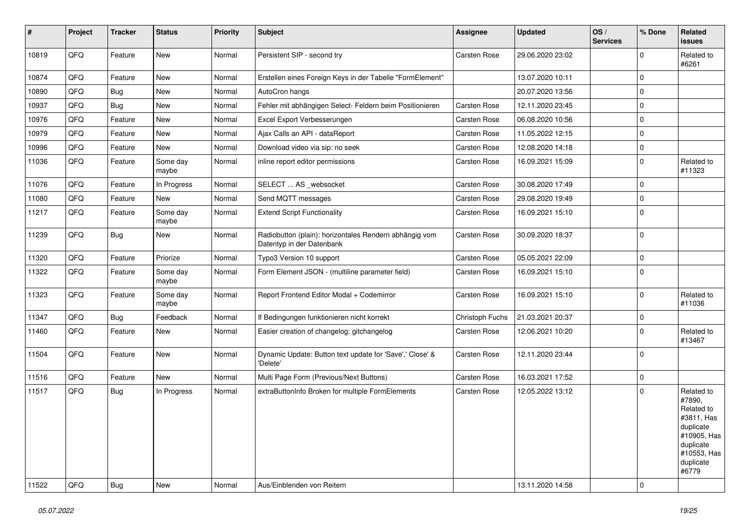| # | Project | Tracker | Status | Priority | Subject | Assignee | Updated | OS / Services | % Done | Related issues |
|---|---|---|---|---|---|---|---|---|---|---|
| 10819 | QFQ | Feature | New | Normal | Persistent SIP - second try | Carsten Rose | 29.06.2020 23:02 | | 0 | Related to #6261 |
| 10874 | QFQ | Feature | New | Normal | Erstellen eines Foreign Keys in der Tabelle "FormElement" | | 13.07.2020 10:11 | | 0 | |
| 10890 | QFQ | Bug | New | Normal | AutoCron hangs | | 20.07.2020 13:56 | | 0 | |
| 10937 | QFQ | Bug | New | Normal | Fehler mit abhängigen Select- Feldern beim Positionieren | Carsten Rose | 12.11.2020 23:45 | | 0 | |
| 10976 | QFQ | Feature | New | Normal | Excel Export Verbesserungen | Carsten Rose | 06.08.2020 10:56 | | 0 | |
| 10979 | QFQ | Feature | New | Normal | Ajax Calls an API - dataReport | Carsten Rose | 11.05.2022 12:15 | | 0 | |
| 10996 | QFQ | Feature | New | Normal | Download video via sip: no seek | Carsten Rose | 12.08.2020 14:18 | | 0 | |
| 11036 | QFQ | Feature | Some day maybe | Normal | inline report editor permissions | Carsten Rose | 16.09.2021 15:09 | | 0 | Related to #11323 |
| 11076 | QFQ | Feature | In Progress | Normal | SELECT ... AS _websocket | Carsten Rose | 30.08.2020 17:49 | | 0 | |
| 11080 | QFQ | Feature | New | Normal | Send MQTT messages | Carsten Rose | 29.08.2020 19:49 | | 0 | |
| 11217 | QFQ | Feature | Some day maybe | Normal | Extend Script Functionality | Carsten Rose | 16.09.2021 15:10 | | 0 | |
| 11239 | QFQ | Bug | New | Normal | Radiobutton (plain): horizontales Rendern abhängig vom Datentyp in der Datenbank | Carsten Rose | 30.09.2020 18:37 | | 0 | |
| 11320 | QFQ | Feature | Priorize | Normal | Typo3 Version 10 support | Carsten Rose | 05.05.2021 22:09 | | 0 | |
| 11322 | QFQ | Feature | Some day maybe | Normal | Form Element JSON - (multiline parameter field) | Carsten Rose | 16.09.2021 15:10 | | 0 | |
| 11323 | QFQ | Feature | Some day maybe | Normal | Report Frontend Editor Modal + Codemirror | Carsten Rose | 16.09.2021 15:10 | | 0 | Related to #11036 |
| 11347 | QFQ | Bug | Feedback | Normal | If Bedingungen funktionieren nicht korrekt | Christoph Fuchs | 21.03.2021 20:37 | | 0 | |
| 11460 | QFQ | Feature | New | Normal | Easier creation of changelog: gitchangelog | Carsten Rose | 12.06.2021 10:20 | | 0 | Related to #13467 |
| 11504 | QFQ | Feature | New | Normal | Dynamic Update: Button text update for 'Save',' Close' & 'Delete' | Carsten Rose | 12.11.2020 23:44 | | 0 | |
| 11516 | QFQ | Feature | New | Normal | Multi Page Form (Previous/Next Buttons) | Carsten Rose | 16.03.2021 17:52 | | 0 | |
| 11517 | QFQ | Bug | In Progress | Normal | extraButtonInfo Broken for multiple FormElements | Carsten Rose | 12.05.2022 13:12 | | 0 | Related to #7890, Related to #3811, Has duplicate #10905, Has duplicate #10553, Has duplicate #6779 |
| 11522 | QFQ | Bug | New | Normal | Aus/Einblenden von Reitern | | 13.11.2020 14:58 | | 0 | |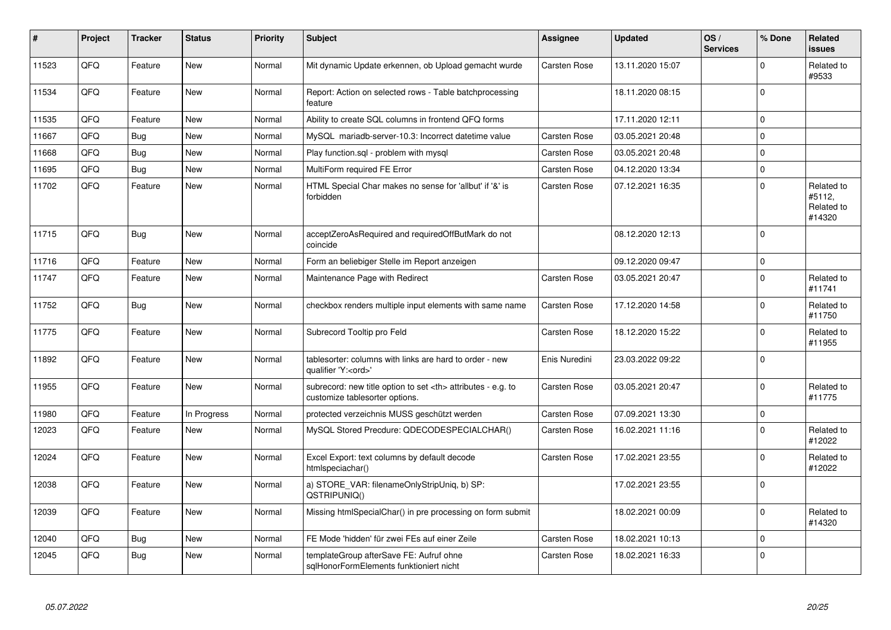| # | Project | Tracker | Status | Priority | Subject | Assignee | Updated | OS / Services | % Done | Related issues |
|---|---|---|---|---|---|---|---|---|---|---|
| 11523 | QFQ | Feature | New | Normal | Mit dynamic Update erkennen, ob Upload gemacht wurde | Carsten Rose | 13.11.2020 15:07 | | 0 | Related to #9533 |
| 11534 | QFQ | Feature | New | Normal | Report: Action on selected rows - Table batchprocessing feature | | 18.11.2020 08:15 | | 0 | |
| 11535 | QFQ | Feature | New | Normal | Ability to create SQL columns in frontend QFQ forms | | 17.11.2020 12:11 | | 0 | |
| 11667 | QFQ | Bug | New | Normal | MySQL mariadb-server-10.3: Incorrect datetime value | Carsten Rose | 03.05.2021 20:48 | | 0 | |
| 11668 | QFQ | Bug | New | Normal | Play function.sql - problem with mysql | Carsten Rose | 03.05.2021 20:48 | | 0 | |
| 11695 | QFQ | Bug | New | Normal | MultiForm required FE Error | Carsten Rose | 04.12.2020 13:34 | | 0 | |
| 11702 | QFQ | Feature | New | Normal | HTML Special Char makes no sense for 'allbut' if '&' is forbidden | Carsten Rose | 07.12.2021 16:35 | | 0 | Related to #5112, Related to #14320 |
| 11715 | QFQ | Bug | New | Normal | acceptZeroAsRequired and requiredOffButMark do not coincide | | 08.12.2020 12:13 | | 0 | |
| 11716 | QFQ | Feature | New | Normal | Form an beliebiger Stelle im Report anzeigen | | 09.12.2020 09:47 | | 0 | |
| 11747 | QFQ | Feature | New | Normal | Maintenance Page with Redirect | Carsten Rose | 03.05.2021 20:47 | | 0 | Related to #11741 |
| 11752 | QFQ | Bug | New | Normal | checkbox renders multiple input elements with same name | Carsten Rose | 17.12.2020 14:58 | | 0 | Related to #11750 |
| 11775 | QFQ | Feature | New | Normal | Subrecord Tooltip pro Feld | Carsten Rose | 18.12.2020 15:22 | | 0 | Related to #11955 |
| 11892 | QFQ | Feature | New | Normal | tablesorter: columns with links are hard to order - new qualifier 'Y:<ord>' | Enis Nuredini | 23.03.2022 09:22 | | 0 | |
| 11955 | QFQ | Feature | New | Normal | subrecord: new title option to set <th> attributes - e.g. to customize tablesorter options. | Carsten Rose | 03.05.2021 20:47 | | 0 | Related to #11775 |
| 11980 | QFQ | Feature | In Progress | Normal | protected verzeichnis MUSS geschützt werden | Carsten Rose | 07.09.2021 13:30 | | 0 | |
| 12023 | QFQ | Feature | New | Normal | MySQL Stored Precdure: QDECODESPECIALCHAR() | Carsten Rose | 16.02.2021 11:16 | | 0 | Related to #12022 |
| 12024 | QFQ | Feature | New | Normal | Excel Export: text columns by default decode htmlspeciachar() | Carsten Rose | 17.02.2021 23:55 | | 0 | Related to #12022 |
| 12038 | QFQ | Feature | New | Normal | a) STORE_VAR: filenameOnlyStripUniq, b) SP: QSTRIPUNIQ() | | 17.02.2021 23:55 | | 0 | |
| 12039 | QFQ | Feature | New | Normal | Missing htmlSpecialChar() in pre processing on form submit | | 18.02.2021 00:09 | | 0 | Related to #14320 |
| 12040 | QFQ | Bug | New | Normal | FE Mode 'hidden' für zwei FEs auf einer Zeile | Carsten Rose | 18.02.2021 10:13 | | 0 | |
| 12045 | QFQ | Bug | New | Normal | templateGroup afterSave FE: Aufruf ohne sqlHonorFormElements funktioniert nicht | Carsten Rose | 18.02.2021 16:33 | | 0 | |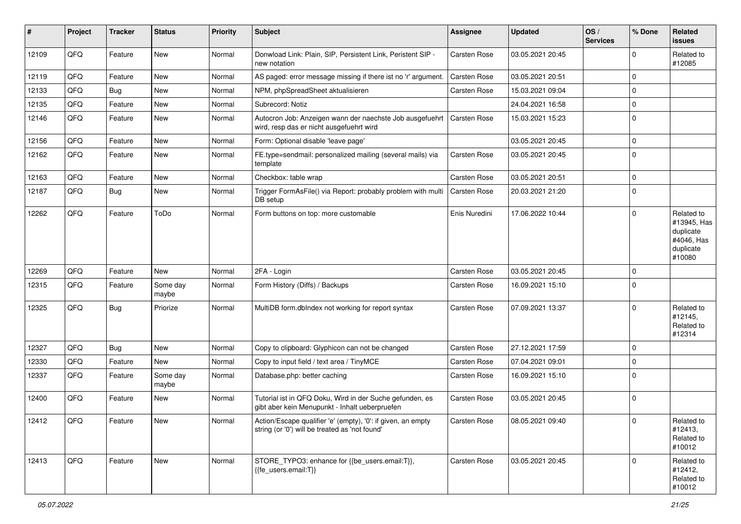| # | Project | Tracker | Status | Priority | Subject | Assignee | Updated | OS / Services | % Done | Related issues |
|---|---|---|---|---|---|---|---|---|---|---|
| 12109 | QFQ | Feature | New | Normal | Donwload Link: Plain, SIP, Persistent Link, Peristent SIP - new notation | Carsten Rose | 03.05.2021 20:45 | | 0 | Related to #12085 |
| 12119 | QFQ | Feature | New | Normal | AS paged: error message missing if there ist no 'r' argument. | Carsten Rose | 03.05.2021 20:51 | | 0 | |
| 12133 | QFQ | Bug | New | Normal | NPM, phpSpreadSheet aktualisieren | Carsten Rose | 15.03.2021 09:04 | | 0 | |
| 12135 | QFQ | Feature | New | Normal | Subrecord: Notiz | | 24.04.2021 16:58 | | 0 | |
| 12146 | QFQ | Feature | New | Normal | Autocron Job: Anzeigen wann der naechste Job ausgefuehrt wird, resp das er nicht ausgefuehrt wird | Carsten Rose | 15.03.2021 15:23 | | 0 | |
| 12156 | QFQ | Feature | New | Normal | Form: Optional disable 'leave page' | | 03.05.2021 20:45 | | 0 | |
| 12162 | QFQ | Feature | New | Normal | FE.type=sendmail: personalized mailing (several mails) via template | Carsten Rose | 03.05.2021 20:45 | | 0 | |
| 12163 | QFQ | Feature | New | Normal | Checkbox: table wrap | Carsten Rose | 03.05.2021 20:51 | | 0 | |
| 12187 | QFQ | Bug | New | Normal | Trigger FormAsFile() via Report: probably problem with multi DB setup | Carsten Rose | 20.03.2021 21:20 | | 0 | |
| 12262 | QFQ | Feature | ToDo | Normal | Form buttons on top: more customable | Enis Nuredini | 17.06.2022 10:44 | | 0 | Related to #13945, Has duplicate #4046, Has duplicate #10080 |
| 12269 | QFQ | Feature | New | Normal | 2FA - Login | Carsten Rose | 03.05.2021 20:45 | | 0 | |
| 12315 | QFQ | Feature | Some day maybe | Normal | Form History (Diffs) / Backups | Carsten Rose | 16.09.2021 15:10 | | 0 | |
| 12325 | QFQ | Bug | Priorize | Normal | MultiDB form.dbIndex not working for report syntax | Carsten Rose | 07.09.2021 13:37 | | 0 | Related to #12145, Related to #12314 |
| 12327 | QFQ | Bug | New | Normal | Copy to clipboard: Glyphicon can not be changed | Carsten Rose | 27.12.2021 17:59 | | 0 | |
| 12330 | QFQ | Feature | New | Normal | Copy to input field / text area / TinyMCE | Carsten Rose | 07.04.2021 09:01 | | 0 | |
| 12337 | QFQ | Feature | Some day maybe | Normal | Database.php: better caching | Carsten Rose | 16.09.2021 15:10 | | 0 | |
| 12400 | QFQ | Feature | New | Normal | Tutorial ist in QFQ Doku, Wird in der Suche gefunden, es gibt aber kein Menupunkt - Inhalt ueberpruefen | Carsten Rose | 03.05.2021 20:45 | | 0 | |
| 12412 | QFQ | Feature | New | Normal | Action/Escape qualifier 'e' (empty), '0': if given, an empty string (or '0') will be treated as 'not found' | Carsten Rose | 08.05.2021 09:40 | | 0 | Related to #12413, Related to #10012 |
| 12413 | QFQ | Feature | New | Normal | STORE_TYPO3: enhance for {{be_users.email:T}}, {{fe_users.email:T}} | Carsten Rose | 03.05.2021 20:45 | | 0 | Related to #12412, Related to #10012 |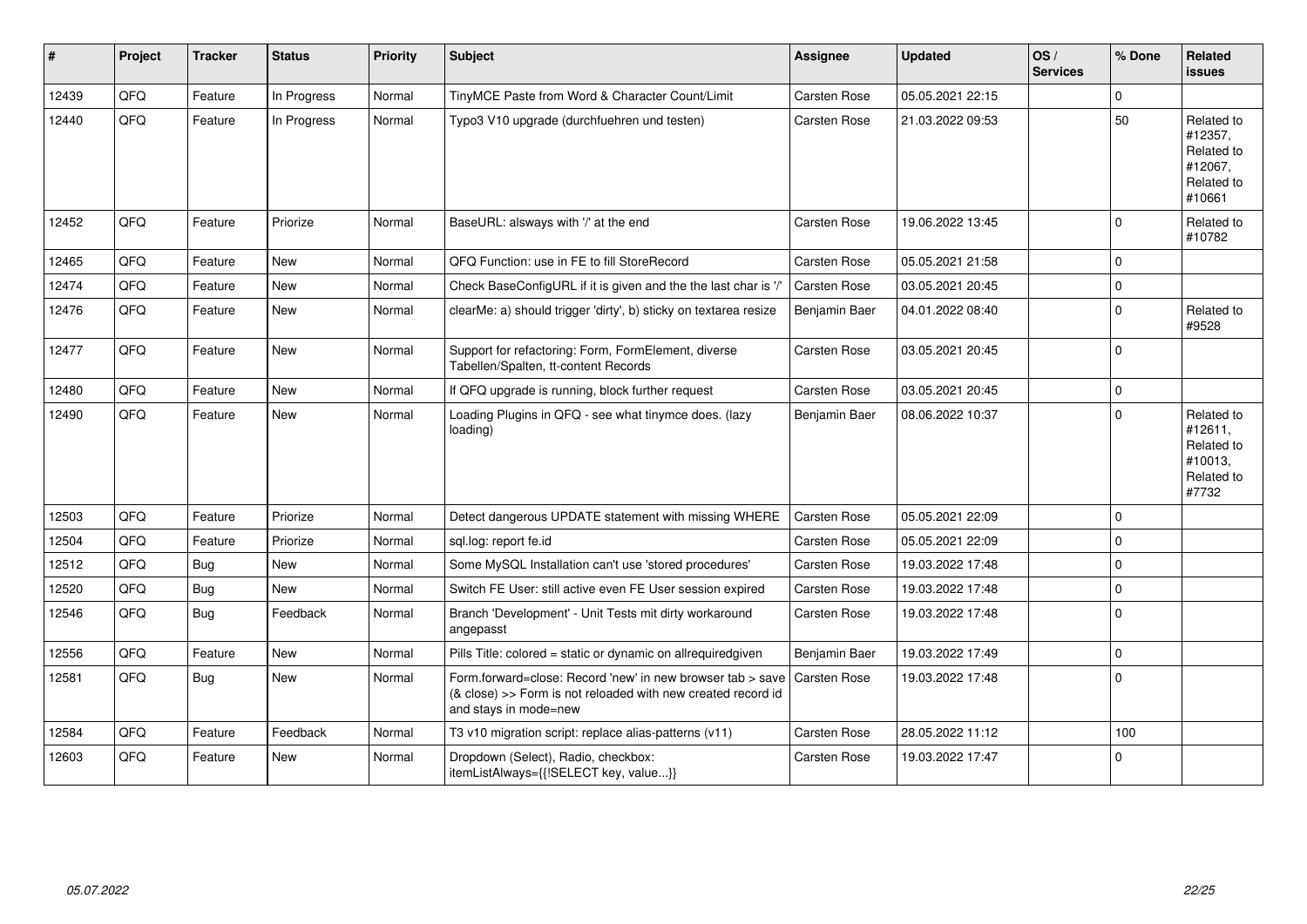| # | Project | Tracker | Status | Priority | Subject | Assignee | Updated | OS / Services | % Done | Related issues |
|---|---|---|---|---|---|---|---|---|---|---|
| 12439 | QFQ | Feature | In Progress | Normal | TinyMCE Paste from Word & Character Count/Limit | Carsten Rose | 05.05.2021 22:15 | | 0 | |
| 12440 | QFQ | Feature | In Progress | Normal | Typo3 V10 upgrade (durchfuehren und testen) | Carsten Rose | 21.03.2022 09:53 | | 50 | Related to #12357, Related to #12067, Related to #10661 |
| 12452 | QFQ | Feature | Priorize | Normal | BaseURL: alsways with '/' at the end | Carsten Rose | 19.06.2022 13:45 | | 0 | Related to #10782 |
| 12465 | QFQ | Feature | New | Normal | QFQ Function: use in FE to fill StoreRecord | Carsten Rose | 05.05.2021 21:58 | | 0 | |
| 12474 | QFQ | Feature | New | Normal | Check BaseConfigURL if it is given and the the last char is '/' | Carsten Rose | 03.05.2021 20:45 | | 0 | |
| 12476 | QFQ | Feature | New | Normal | clearMe: a) should trigger 'dirty', b) sticky on textarea resize | Benjamin Baer | 04.01.2022 08:40 | | 0 | Related to #9528 |
| 12477 | QFQ | Feature | New | Normal | Support for refactoring: Form, FormElement, diverse Tabellen/Spalten, tt-content Records | Carsten Rose | 03.05.2021 20:45 | | 0 | |
| 12480 | QFQ | Feature | New | Normal | If QFQ upgrade is running, block further request | Carsten Rose | 03.05.2021 20:45 | | 0 | |
| 12490 | QFQ | Feature | New | Normal | Loading Plugins in QFQ - see what tinymce does. (lazy loading) | Benjamin Baer | 08.06.2022 10:37 | | 0 | Related to #12611, Related to #10013, Related to #7732 |
| 12503 | QFQ | Feature | Priorize | Normal | Detect dangerous UPDATE statement with missing WHERE | Carsten Rose | 05.05.2021 22:09 | | 0 | |
| 12504 | QFQ | Feature | Priorize | Normal | sql.log: report fe.id | Carsten Rose | 05.05.2021 22:09 | | 0 | |
| 12512 | QFQ | Bug | New | Normal | Some MySQL Installation can't use 'stored procedures' | Carsten Rose | 19.03.2022 17:48 | | 0 | |
| 12520 | QFQ | Bug | New | Normal | Switch FE User: still active even FE User session expired | Carsten Rose | 19.03.2022 17:48 | | 0 | |
| 12546 | QFQ | Bug | Feedback | Normal | Branch 'Development' - Unit Tests mit dirty workaround angepasst | Carsten Rose | 19.03.2022 17:48 | | 0 | |
| 12556 | QFQ | Feature | New | Normal | Pills Title: colored = static or dynamic on allrequiredgiven | Benjamin Baer | 19.03.2022 17:49 | | 0 | |
| 12581 | QFQ | Bug | New | Normal | Form.forward=close: Record 'new' in new browser tab > save (& close) >> Form is not reloaded with new created record id and stays in mode=new | Carsten Rose | 19.03.2022 17:48 | | 0 | |
| 12584 | QFQ | Feature | Feedback | Normal | T3 v10 migration script: replace alias-patterns (v11) | Carsten Rose | 28.05.2022 11:12 | | 100 | |
| 12603 | QFQ | Feature | New | Normal | Dropdown (Select), Radio, checkbox: itemListAlways={{!SELECT key, value...}} | Carsten Rose | 19.03.2022 17:47 | | 0 | |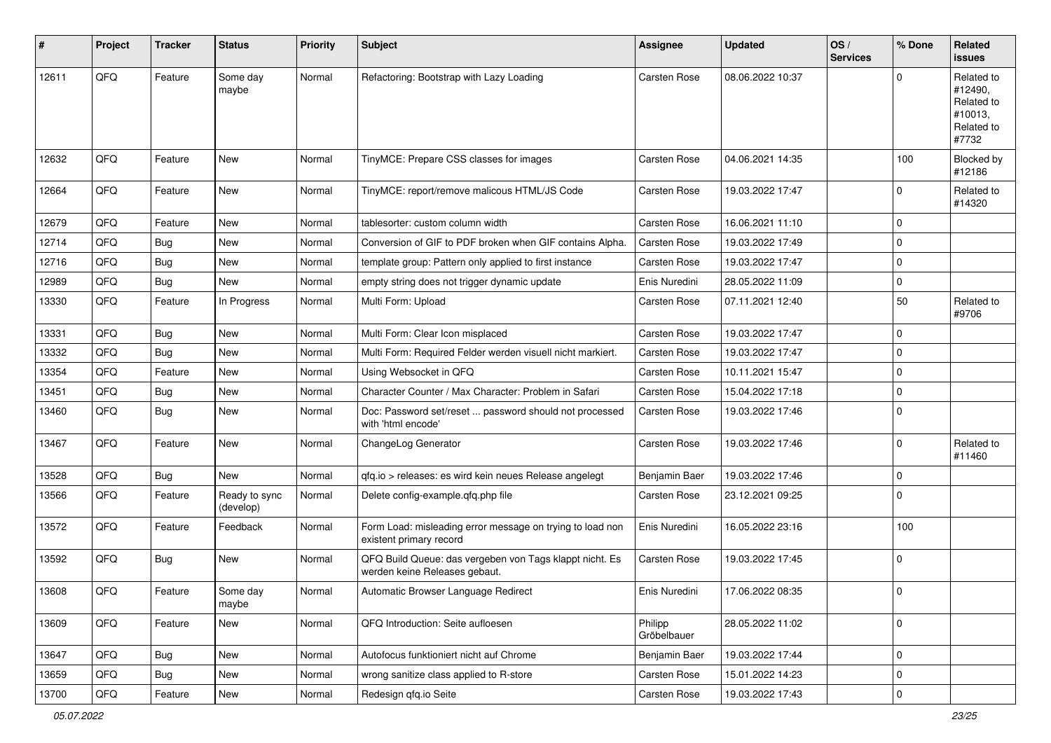| # | Project | Tracker | Status | Priority | Subject | Assignee | Updated | OS / Services | % Done | Related issues |
|---|---|---|---|---|---|---|---|---|---|---|
| 12611 | QFQ | Feature | Some day maybe | Normal | Refactoring: Bootstrap with Lazy Loading | Carsten Rose | 08.06.2022 10:37 | | 0 | Related to #12490, Related to #10013, Related to #7732 |
| 12632 | QFQ | Feature | New | Normal | TinyMCE: Prepare CSS classes for images | Carsten Rose | 04.06.2021 14:35 | | 100 | Blocked by #12186 |
| 12664 | QFQ | Feature | New | Normal | TinyMCE: report/remove malicous HTML/JS Code | Carsten Rose | 19.03.2022 17:47 | | 0 | Related to #14320 |
| 12679 | QFQ | Feature | New | Normal | tablesorter: custom column width | Carsten Rose | 16.06.2021 11:10 | | 0 | |
| 12714 | QFQ | Bug | New | Normal | Conversion of GIF to PDF broken when GIF contains Alpha. | Carsten Rose | 19.03.2022 17:49 | | 0 | |
| 12716 | QFQ | Bug | New | Normal | template group: Pattern only applied to first instance | Carsten Rose | 19.03.2022 17:47 | | 0 | |
| 12989 | QFQ | Bug | New | Normal | empty string does not trigger dynamic update | Enis Nuredini | 28.05.2022 11:09 | | 0 | |
| 13330 | QFQ | Feature | In Progress | Normal | Multi Form: Upload | Carsten Rose | 07.11.2021 12:40 | | 50 | Related to #9706 |
| 13331 | QFQ | Bug | New | Normal | Multi Form: Clear Icon misplaced | Carsten Rose | 19.03.2022 17:47 | | 0 | |
| 13332 | QFQ | Bug | New | Normal | Multi Form: Required Felder werden visuell nicht markiert. | Carsten Rose | 19.03.2022 17:47 | | 0 | |
| 13354 | QFQ | Feature | New | Normal | Using Websocket in QFQ | Carsten Rose | 10.11.2021 15:47 | | 0 | |
| 13451 | QFQ | Bug | New | Normal | Character Counter / Max Character: Problem in Safari | Carsten Rose | 15.04.2022 17:18 | | 0 | |
| 13460 | QFQ | Bug | New | Normal | Doc: Password set/reset ... password should not processed with 'html encode' | Carsten Rose | 19.03.2022 17:46 | | 0 | |
| 13467 | QFQ | Feature | New | Normal | ChangeLog Generator | Carsten Rose | 19.03.2022 17:46 | | 0 | Related to #11460 |
| 13528 | QFQ | Bug | New | Normal | qfq.io > releases: es wird kein neues Release angelegt | Benjamin Baer | 19.03.2022 17:46 | | 0 | |
| 13566 | QFQ | Feature | Ready to sync (develop) | Normal | Delete config-example.qfq.php file | Carsten Rose | 23.12.2021 09:25 | | 0 | |
| 13572 | QFQ | Feature | Feedback | Normal | Form Load: misleading error message on trying to load non existent primary record | Enis Nuredini | 16.05.2022 23:16 | | 100 | |
| 13592 | QFQ | Bug | New | Normal | QFQ Build Queue: das vergeben von Tags klappt nicht. Es werden keine Releases gebaut. | Carsten Rose | 19.03.2022 17:45 | | 0 | |
| 13608 | QFQ | Feature | Some day maybe | Normal | Automatic Browser Language Redirect | Enis Nuredini | 17.06.2022 08:35 | | 0 | |
| 13609 | QFQ | Feature | New | Normal | QFQ Introduction: Seite aufloesen | Philipp Gröbelbauer | 28.05.2022 11:02 | | 0 | |
| 13647 | QFQ | Bug | New | Normal | Autofocus funktioniert nicht auf Chrome | Benjamin Baer | 19.03.2022 17:44 | | 0 | |
| 13659 | QFQ | Bug | New | Normal | wrong sanitize class applied to R-store | Carsten Rose | 15.01.2022 14:23 | | 0 | |
| 13700 | QFQ | Feature | New | Normal | Redesign qfq.io Seite | Carsten Rose | 19.03.2022 17:43 | | 0 | |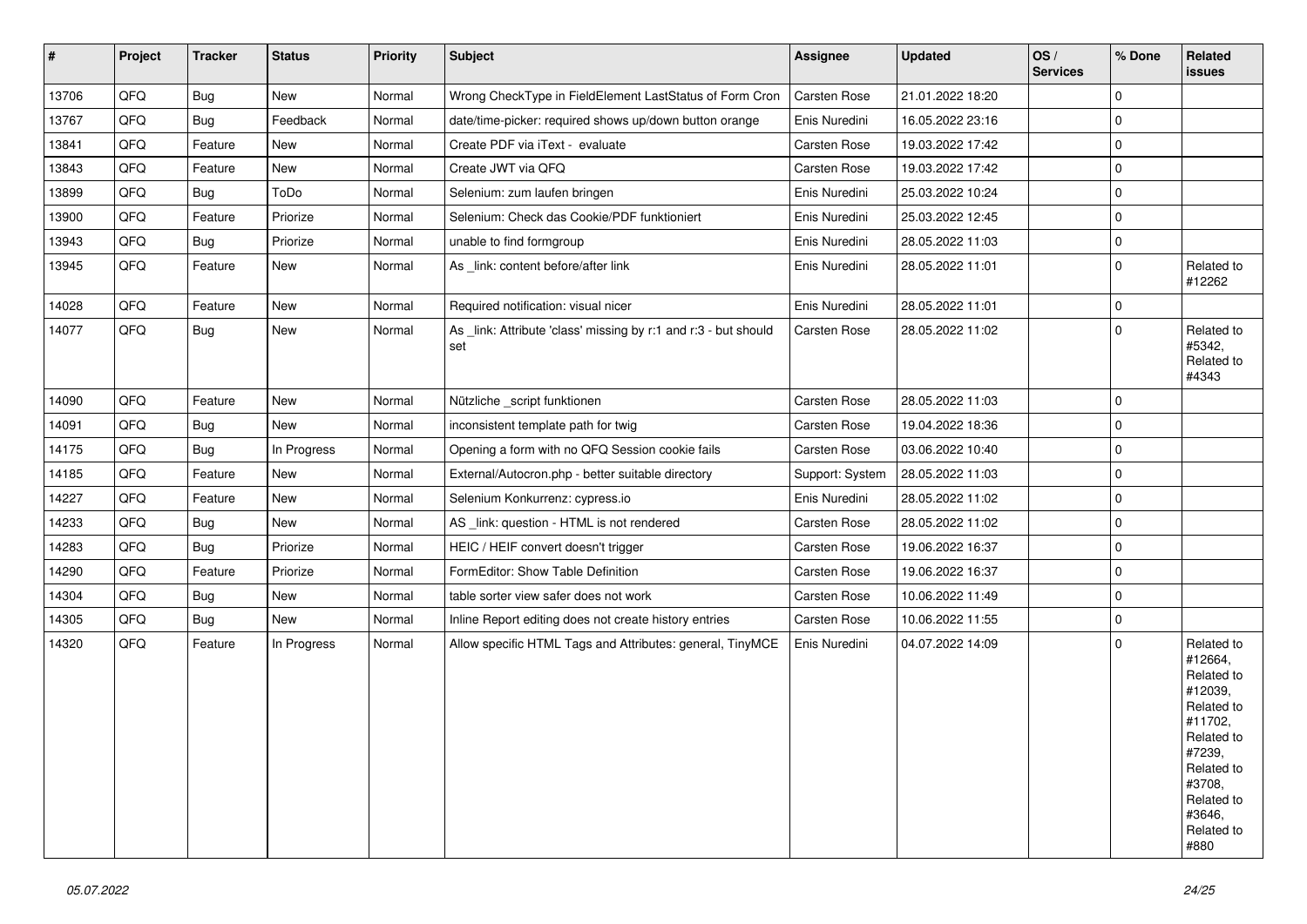| # | Project | Tracker | Status | Priority | Subject | Assignee | Updated | OS / Services | % Done | Related issues |
|---|---|---|---|---|---|---|---|---|---|---|
| 13706 | QFQ | Bug | New | Normal | Wrong CheckType in FieldElement LastStatus of Form Cron | Carsten Rose | 21.01.2022 18:20 | | 0 | |
| 13767 | QFQ | Bug | Feedback | Normal | date/time-picker: required shows up/down button orange | Enis Nuredini | 16.05.2022 23:16 | | 0 | |
| 13841 | QFQ | Feature | New | Normal | Create PDF via iText - evaluate | Carsten Rose | 19.03.2022 17:42 | | 0 | |
| 13843 | QFQ | Feature | New | Normal | Create JWT via QFQ | Carsten Rose | 19.03.2022 17:42 | | 0 | |
| 13899 | QFQ | Bug | ToDo | Normal | Selenium: zum laufen bringen | Enis Nuredini | 25.03.2022 10:24 | | 0 | |
| 13900 | QFQ | Feature | Priorize | Normal | Selenium: Check das Cookie/PDF funktioniert | Enis Nuredini | 25.03.2022 12:45 | | 0 | |
| 13943 | QFQ | Bug | Priorize | Normal | unable to find formgroup | Enis Nuredini | 28.05.2022 11:03 | | 0 | |
| 13945 | QFQ | Feature | New | Normal | As _link: content before/after link | Enis Nuredini | 28.05.2022 11:01 | | 0 | Related to #12262 |
| 14028 | QFQ | Feature | New | Normal | Required notification: visual nicer | Enis Nuredini | 28.05.2022 11:01 | | 0 | |
| 14077 | QFQ | Bug | New | Normal | As _link: Attribute 'class' missing by r:1 and r:3 - but should set | Carsten Rose | 28.05.2022 11:02 | | 0 | Related to #5342, Related to #4343 |
| 14090 | QFQ | Feature | New | Normal | Nützliche _script funktionen | Carsten Rose | 28.05.2022 11:03 | | 0 | |
| 14091 | QFQ | Bug | New | Normal | inconsistent template path for twig | Carsten Rose | 19.04.2022 18:36 | | 0 | |
| 14175 | QFQ | Bug | In Progress | Normal | Opening a form with no QFQ Session cookie fails | Carsten Rose | 03.06.2022 10:40 | | 0 | |
| 14185 | QFQ | Feature | New | Normal | External/Autocron.php - better suitable directory | Support: System | 28.05.2022 11:03 | | 0 | |
| 14227 | QFQ | Feature | New | Normal | Selenium Konkurrenz: cypress.io | Enis Nuredini | 28.05.2022 11:02 | | 0 | |
| 14233 | QFQ | Bug | New | Normal | AS _link: question - HTML is not rendered | Carsten Rose | 28.05.2022 11:02 | | 0 | |
| 14283 | QFQ | Bug | Priorize | Normal | HEIC / HEIF convert doesn't trigger | Carsten Rose | 19.06.2022 16:37 | | 0 | |
| 14290 | QFQ | Feature | Priorize | Normal | FormEditor: Show Table Definition | Carsten Rose | 19.06.2022 16:37 | | 0 | |
| 14304 | QFQ | Bug | New | Normal | table sorter view safer does not work | Carsten Rose | 10.06.2022 11:49 | | 0 | |
| 14305 | QFQ | Bug | New | Normal | Inline Report editing does not create history entries | Carsten Rose | 10.06.2022 11:55 | | 0 | |
| 14320 | QFQ | Feature | In Progress | Normal | Allow specific HTML Tags and Attributes: general, TinyMCE | Enis Nuredini | 04.07.2022 14:09 | | 0 | Related to #12664, Related to #12039, Related to #11702, Related to #7239, Related to #3708, Related to #3646, Related to #880 |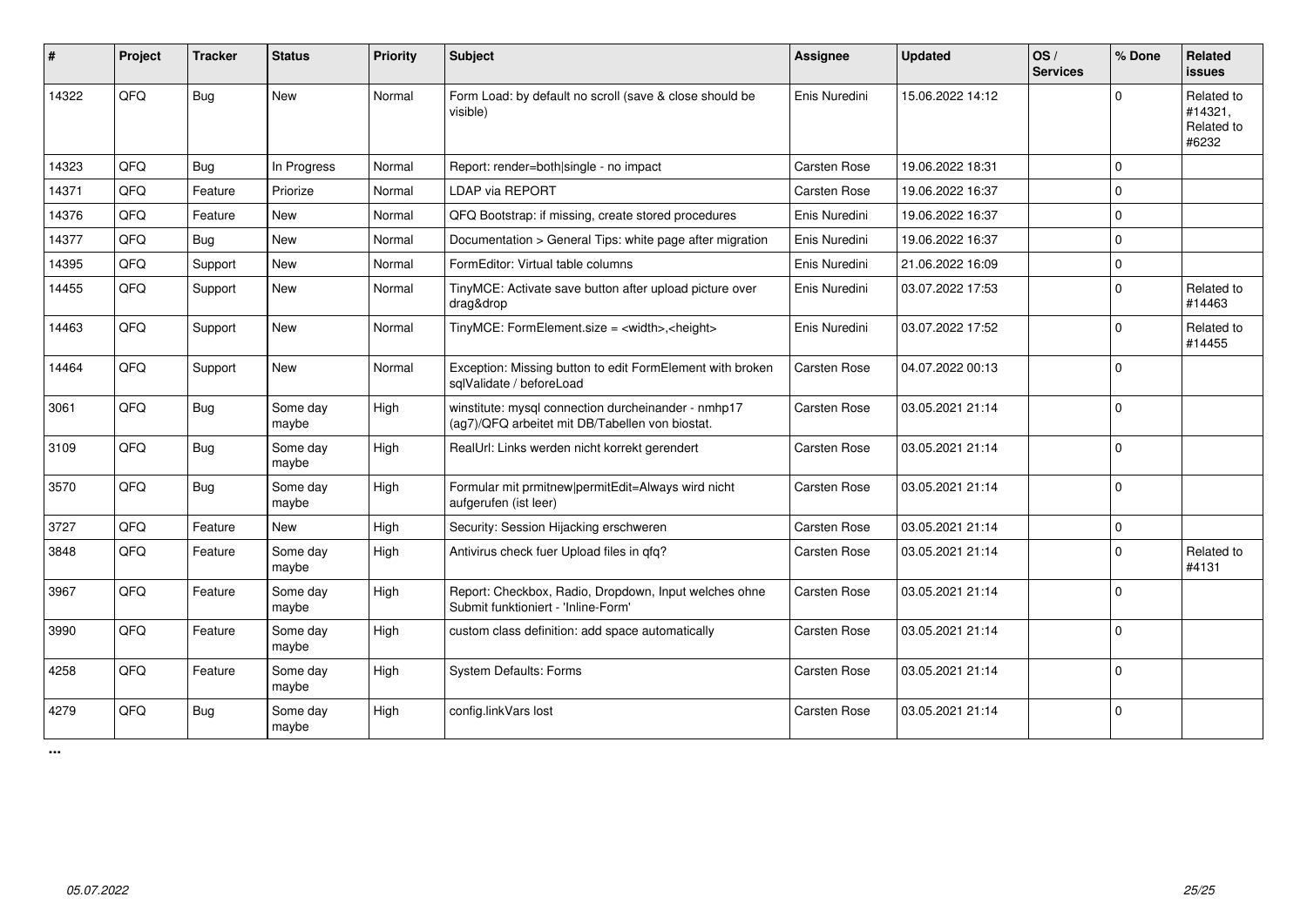| # | Project | Tracker | Status | Priority | Subject | Assignee | Updated | OS / Services | % Done | Related issues |
|---|---|---|---|---|---|---|---|---|---|---|
| 14322 | QFQ | Bug | New | Normal | Form Load: by default no scroll (save & close should be visible) | Enis Nuredini | 15.06.2022 14:12 | | 0 | Related to #14321, Related to #6232 |
| 14323 | QFQ | Bug | In Progress | Normal | Report: render=both\|single - no impact | Carsten Rose | 19.06.2022 18:31 | | 0 | |
| 14371 | QFQ | Feature | Priorize | Normal | LDAP via REPORT | Carsten Rose | 19.06.2022 16:37 | | 0 | |
| 14376 | QFQ | Feature | New | Normal | QFQ Bootstrap: if missing, create stored procedures | Enis Nuredini | 19.06.2022 16:37 | | 0 | |
| 14377 | QFQ | Bug | New | Normal | Documentation > General Tips: white page after migration | Enis Nuredini | 19.06.2022 16:37 | | 0 | |
| 14395 | QFQ | Support | New | Normal | FormEditor: Virtual table columns | Enis Nuredini | 21.06.2022 16:09 | | 0 | |
| 14455 | QFQ | Support | New | Normal | TinyMCE: Activate save button after upload picture over drag&drop | Enis Nuredini | 03.07.2022 17:53 | | 0 | Related to #14463 |
| 14463 | QFQ | Support | New | Normal | TinyMCE: FormElement.size = <width>,<height> | Enis Nuredini | 03.07.2022 17:52 | | 0 | Related to #14455 |
| 14464 | QFQ | Support | New | Normal | Exception: Missing button to edit FormElement with broken sqlValidate / beforeLoad | Carsten Rose | 04.07.2022 00:13 | | 0 | |
| 3061 | QFQ | Bug | Some day maybe | High | winstitute: mysql connection durcheinander - nmhp17 (ag7)/QFQ arbeitet mit DB/Tabellen von biostat. | Carsten Rose | 03.05.2021 21:14 | | 0 | |
| 3109 | QFQ | Bug | Some day maybe | High | RealUrl: Links werden nicht korrekt gerendert | Carsten Rose | 03.05.2021 21:14 | | 0 | |
| 3570 | QFQ | Bug | Some day maybe | High | Formular mit prmitnew\|permitEdit=Always wird nicht aufgerufen (ist leer) | Carsten Rose | 03.05.2021 21:14 | | 0 | |
| 3727 | QFQ | Feature | New | High | Security: Session Hijacking erschweren | Carsten Rose | 03.05.2021 21:14 | | 0 | |
| 3848 | QFQ | Feature | Some day maybe | High | Antivirus check fuer Upload files in qfq? | Carsten Rose | 03.05.2021 21:14 | | 0 | Related to #4131 |
| 3967 | QFQ | Feature | Some day maybe | High | Report: Checkbox, Radio, Dropdown, Input welches ohne Submit funktioniert - 'Inline-Form' | Carsten Rose | 03.05.2021 21:14 | | 0 | |
| 3990 | QFQ | Feature | Some day maybe | High | custom class definition: add space automatically | Carsten Rose | 03.05.2021 21:14 | | 0 | |
| 4258 | QFQ | Feature | Some day maybe | High | System Defaults: Forms | Carsten Rose | 03.05.2021 21:14 | | 0 | |
| 4279 | QFQ | Bug | Some day maybe | High | config.linkVars lost | Carsten Rose | 03.05.2021 21:14 | | 0 | |

...